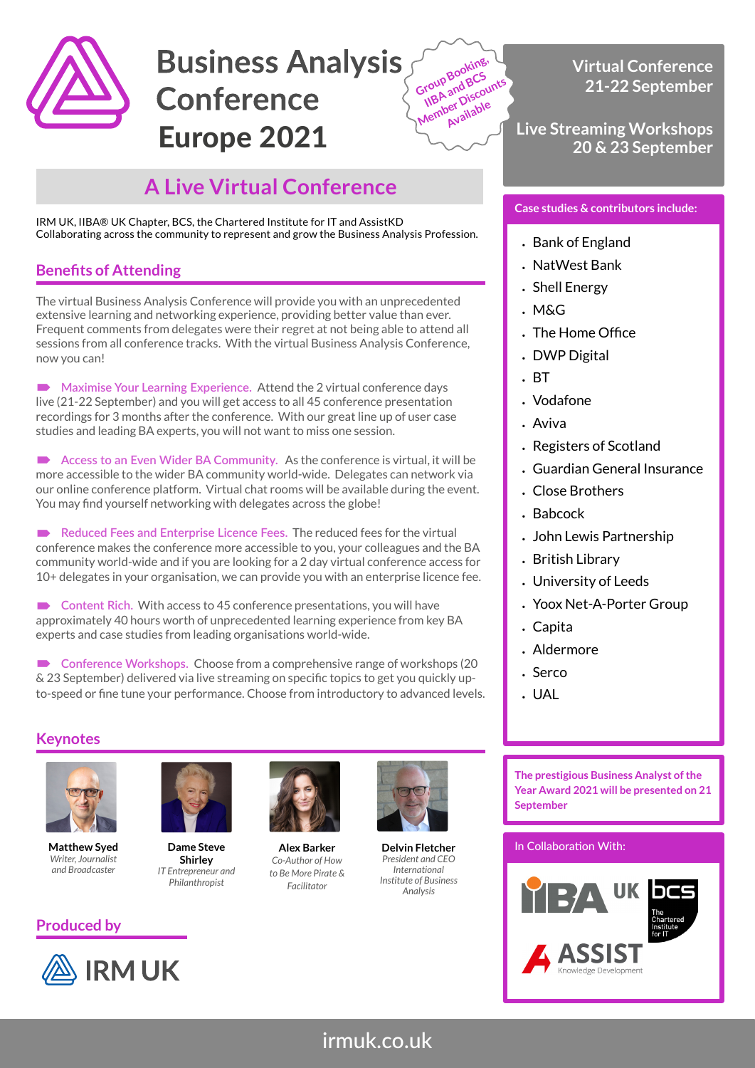# Business Analysis Conference Europe 2021

Group Booking, IIBA and BCS Member Discounts Available

**Virtual Conference 21-22 September**

**Live Streaming Workshops 20 & 23 September**

## A Live Virtual Conference

IRM UK, IIBA® UK Chapter, BCS, the Chartered Institute for IT and AssistKD
Collaborating across the community to represent and grow the Business Analysis Profession.

## Benefits of Attending

The virtual Business Analysis Conference will provide you with an unprecedented extensive learning and networking experience, providing better value than ever. Frequent comments from delegates were their regret at not being able to attend all sessions from all conference tracks. With the virtual Business Analysis Conference, now you can!

- **Maximise Your Learning Experience.** Attend the 2 virtual conference days live (21-22 September) and you will get access to all 45 conference presentation recordings for 3 months after the conference. With our great line up of user case studies and leading BA experts, you will not want to miss one session.

- **Access to an Even Wider BA Community.** As the conference is virtual, it will be more accessible to the wider BA community world-wide. Delegates can network via our online conference platform. Virtual chat rooms will be available during the event. You may find yourself networking with delegates across the globe!

- **Reduced Fees and Enterprise Licence Fees.** The reduced fees for the virtual conference makes the conference more accessible to you, your colleagues and the BA community world-wide and if you are looking for a 2 day virtual conference access for 10+ delegates in your organisation, we can provide you with an enterprise licence fee.

- **Content Rich.** With access to 45 conference presentations, you will have approximately 40 hours worth of unprecedented learning experience from key BA experts and case studies from leading organisations world-wide.

- **Conference Workshops.** Choose from a comprehensive range of workshops (20 & 23 September) delivered via live streaming on specific topics to get you quickly up-to-speed or fine tune your performance. Choose from introductory to advanced levels.

## Keynotes

**Matthew Syed**
*Writer, Journalist and Broadcaster*

**Dame Steve Shirley**
*IT Entrepreneur and Philanthropist*

**Alex Barker**
*Co-Author of How to Be More Pirate & Facilitator*

**Delvin Fletcher**
*President and CEO International Institute of Business Analysis*

## Produced by

IRM UK

## Case studies & contributors include:

- Bank of England
- NatWest Bank
- Shell Energy
- M&G
- The Home Office
- DWP Digital
- BT
- Vodafone
- Aviva
- Registers of Scotland
- Guardian General Insurance
- Close Brothers
- Babcock
- John Lewis Partnership
- British Library
- University of Leeds
- Yoox Net-A-Porter Group
- Capita
- Aldermore
- Serco
- UAL

**The prestigious Business Analyst of the Year Award 2021 will be presented on 21 September**

In Collaboration With:

IIBA UK · bcs The Chartered Institute for IT · ASSIST Knowledge Development

irmuk.co.uk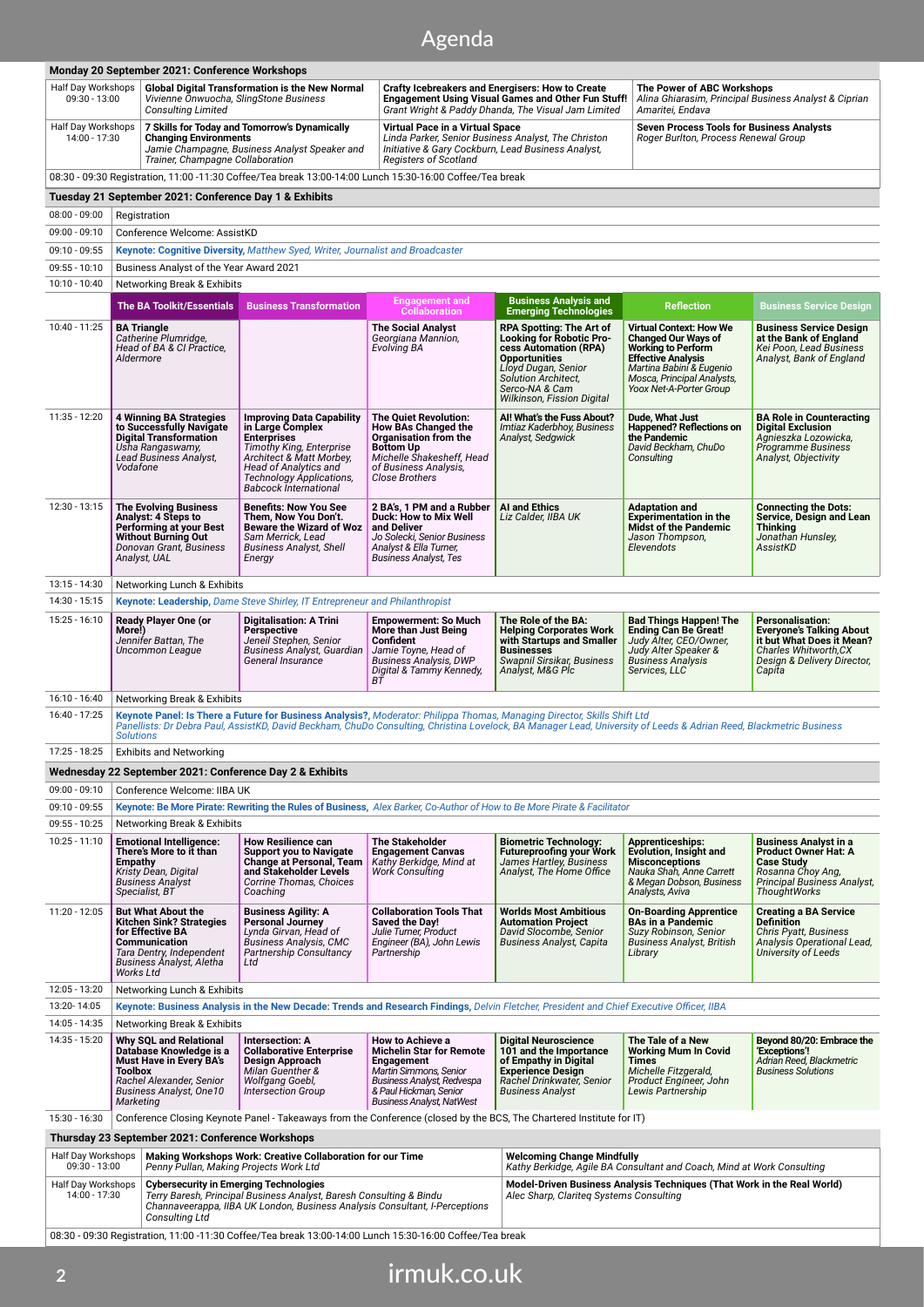# Agenda

## Monday 20 September 2021: Conference Workshops

| | | | |
|---|---|---|---|
| Half Day Workshops 09:30 - 13:00 | **Global Digital Transformation is the New Normal** *Vivienne Onwuocha, SlingStone Business Consulting Limited* | **Crafty Icebreakers and Energisers: How to Create Engagement Using Visual Games and Other Fun Stuff!** *Grant Wright & Paddy Dhanda, The Visual Jam Limited* | **The Power of ABC Workshops** *Alina Ghiarasim, Principal Business Analyst & Ciprian Amaritei, Endava* |
| Half Day Workshops 14:00 - 17:30 | **7 Skills for Today and Tomorrow's Dynamically Changing Environments** *Jamie Champagne, Business Analyst Speaker and Trainer, Champagne Collaboration* | **Virtual Pace in a Virtual Space** *Linda Parker, Senior Business Analyst, The Christon Initiative & Gary Cockburn, Lead Business Analyst, Registers of Scotland* | **Seven Process Tools for Business Analysts** *Roger Burlton, Process Renewal Group* |

08:30 - 09:30 Registration, 11:00 -11:30 Coffee/Tea break 13:00-14:00 Lunch 15:30-16:00 Coffee/Tea break

## Tuesday 21 September 2021: Conference Day 1 & Exhibits

| Time | | | | | | |
|---|---|---|---|---|---|---|
| 08:00 - 09:00 | Registration | | | | | |
| 09:00 - 09:10 | Conference Welcome: AssistKD | | | | | |
| 09:10 - 09:55 | **Keynote: Cognitive Diversity,** *Matthew Syed, Writer, Journalist and Broadcaster* | | | | | |
| 09:55 - 10:10 | Business Analyst of the Year Award 2021 | | | | | |
| 10:10 - 10:40 | Networking Break & Exhibits | | | | | |
| | **The BA Toolkit/Essentials** | **Business Transformation** | **Engagement and Collaboration** | **Business Analysis and Emerging Technologies** | **Reflection** | **Business Service Design** |
| 10:40 - 11:25 | **BA Triangle** *Catherine Plumridge, Head of BA & CI Practice, Aldermore* | | **The Social Analyst** *Georgiana Mannion, Evolving BA* | **RPA Spotting: The Art of Looking for Robotic Process Automation (RPA) Opportunities** *Lloyd Dugan, Senior Solution Architect, Serco-NA & Cam Wilkinson, Fission Digital* | **Virtual Context: How We Changed Our Ways of Working to Perform Effective Analysis** *Martina Babini & Eugenio Mosca, Principal Analysts, Yoox Net-A-Porter Group* | **Business Service Design at the Bank of England** *Kei Poon, Lead Business Analyst, Bank of England* |
| 11:35 - 12:20 | **4 Winning BA Strategies to Successfully Navigate Digital Transformation** *Usha Rangaswamy, Lead Business Analyst, Vodafone* | **Improving Data Capability in Large Complex Enterprises** *Timothy King, Enterprise Architect & Matt Morbey, Head of Analytics and Technology Applications, Babcock International* | **The Quiet Revolution: How BAs Changed the Organisation from the Bottom Up** *Michelle Shakesheff, Head of Business Analysis, Close Brothers* | **AI! What's the Fuss About?** *Imtiaz Kaderbhoy, Business Analyst, Sedgwick* | **Dude, What Just Happened? Reflections on the Pandemic** *David Beckham, ChuDo Consulting* | **BA Role in Counteracting Digital Exclusion** *Agnieszka Lozowicka, Programme Business Analyst, Objectivity* |
| 12:30 - 13:15 | **The Evolving Business Analyst: 4 Steps to Performing at your Best Without Burning Out** *Donovan Grant, Business Analyst, UAL* | **Benefits: Now You See Them, Now You Don't. Beware the Wizard of Woz and Deliver** *Sam Merrick, Lead Business Analyst, Shell Energy* | **2 BA's, 1 PM and a Rubber Duck: How to Mix Well and Deliver** *Jo Solecki, Senior Business Analyst & Ella Turner, Business Analyst, Tes* | **AI and Ethics** *Liz Calder, IIBA UK* | **Adaptation and Experimentation in the Midst of the Pandemic** *Jason Thompson, Elevendots* | **Connecting the Dots: Service, Design and Lean Thinking** *Jonathan Hunsley, AssistKD* |
| 13:15 - 14:30 | Networking Lunch & Exhibits | | | | | |
| 14:30 - 15:15 | **Keynote: Leadership,** *Dame Steve Shirley, IT Entrepreneur and Philanthropist* | | | | | |
| 15:25 - 16:10 | **Ready Player One (or More!)** *Jennifer Battan, The Uncommon League* | **Digitalisation: A Trini Perspective** *Jeneil Stephen, Senior Business Analyst, Guardian General Insurance* | **Empowerment: So Much More than Just Being Confident** *Jamie Toyne, Head of Business Analysis, DWP Digital & Tammy Kennedy, BT* | **The Role of the BA: Helping Corporates Work with Startups and Smaller Businesses** *Swapnil Sirsikar, Business Analyst, M&G Plc* | **Bad Things Happen! The Ending Can Be Great!** *Judy Alter, CEO/Owner, Judy Alter Speaker & Business Analysis Services, LLC* | **Personalisation: Everyone's Talking About it but What Does it Mean?** *Charles Whitworth, CX Design & Delivery Director, Capita* |
| 16:10 - 16:40 | Networking Break & Exhibits | | | | | |
| 16:40 - 17:25 | **Keynote Panel: Is There a Future for Business Analysis?,** *Moderator: Philippa Thomas, Managing Director, Skills Shift Ltd* *Panellists: Dr Debra Paul, AssistKD, David Beckham, ChuDo Consulting, Christina Lovelock, BA Manager Lead, University of Leeds & Adrian Reed, Blackmetric Business Solutions* | | | | | |
| 17:25 - 18:25 | Exhibits and Networking | | | | | |

## Wednesday 22 September 2021: Conference Day 2 & Exhibits

| Time | | | | | | |
|---|---|---|---|---|---|---|
| 09:00 - 09:10 | Conference Welcome: IIBA UK | | | | | |
| 09:10 - 09:55 | **Keynote: Be More Pirate: Rewriting the Rules of Business,** *Alex Barker, Co-Author of How to Be More Pirate & Facilitator* | | | | | |
| 09:55 - 10:25 | Networking Break & Exhibits | | | | | |
| 10:25 - 11:10 | **Emotional Intelligence: There's More to it than Empathy** *Kristy Dean, Digital Business Analyst Specialist, BT* | **How Resilience can Support you to Navigate Change at Personal, Team and Stakeholder Levels** *Corrine Thomas, Choices Coaching* | **The Stakeholder Engagement Canvas** *Kathy Berkidge, Mind at Work Consulting* | **Biometric Technology: Futureproofing your Work** *James Hartley, Business Analyst, The Home Office* | **Apprenticeships: Evolution, Insight and Misconceptions** *Nauka Shah, Anne Carrett & Megan Dobson, Business Analysts, Aviva* | **Business Analyst in a Product Owner Hat: A Case Study** *Rosanna Choy Ang, Principal Business Analyst, ThoughtWorks* |
| 11:20 - 12:05 | **But What About the Kitchen Sink? Strategies for Effective BA Communication** *Tara Denty, Independent Business Analyst, Aletha Works Ltd* | **Business Agility: A Personal Journey** *Lynda Girvan, Head of Business Analysis, CMC Partnership Consultancy Ltd* | **Collaboration Tools That Saved the Day!** *Julie Turner, Product Engineer (BA), John Lewis Partnership* | **Worlds Most Ambitious Automation Project** *David Slocombe, Senior Business Analyst, Capita* | **On-Boarding Apprentice BAs in a Pandemic** *Suzy Robinson, Senior Business Analyst, British Library* | **Creating a BA Service Definition** *Chris Pyatt, Business Analysis Operational Lead, University of Leeds* |
| 12:05 - 13:20 | Networking Lunch & Exhibits | | | | | |
| 13:20- 14:05 | **Keynote: Business Analysis in the New Decade: Trends and Research Findings,** *Delvin Fletcher, President and Chief Executive Officer, IIBA* | | | | | |
| 14:05 - 14:35 | Networking Break & Exhibits | | | | | |
| 14:35 - 15:20 | **Why SQL and Relational Database Knowledge is a Must Have in Every BA's Toolbox** *Rachel Alexander, Senior Business Analyst, One10 Marketing* | **Intersection: A Collaborative Enterprise Design Approach** *Milan Guenther & Wolfgang Goebl, Intersection Group* | **How to Achieve a Michelin Star for Remote Engagement** *Martin Simmons, Senior Business Analyst, Redvespa & Paul Hickman, Senior Business Analyst, NatWest* | **Digital Neuroscience 101 and the Importance of Empathy in Digital Experience Design** *Rachel Drinkwater, Senior Business Analyst* | **The Tale of a New Working Mum In Covid Times** *Michelle Fitzgerald, Product Engineer, John Lewis Partnership* | **Beyond 80/20: Embrace the 'Exceptions'!** *Adrian Reed, Blackmetric Business Solutions* |
| 15:30 - 16:30 | Conference Closing Keynote Panel - Takeaways from the Conference (closed by the BCS, The Chartered Institute for IT) | | | | | |

## Thursday 23 September 2021: Conference Workshops

| | | |
|---|---|---|
| Half Day Workshops 09:30 - 13:00 | **Making Workshops Work: Creative Collaboration for our Time** *Penny Pullan, Making Projects Work Ltd* | **Welcoming Change Mindfully** *Kathy Berkidge, Agile BA Consultant and Coach, Mind at Work Consulting* |
| Half Day Workshops 14:00 - 17:30 | **Cybersecurity in Emerging Technologies** *Terry Baresh, Principal Business Analyst, Baresh Consulting & Bindu Channaveerappa, IIBA UK London, Business Analysis Consultant, I-Perceptions Consulting Ltd* | **Model-Driven Business Analysis Techniques (That Work in the Real World)** *Alec Sharp, Clariteq Systems Consulting* |

08:30 - 09:30 Registration, 11:00 -11:30 Coffee/Tea break 13:00-14:00 Lunch 15:30-16:00 Coffee/Tea break

irmuk.co.uk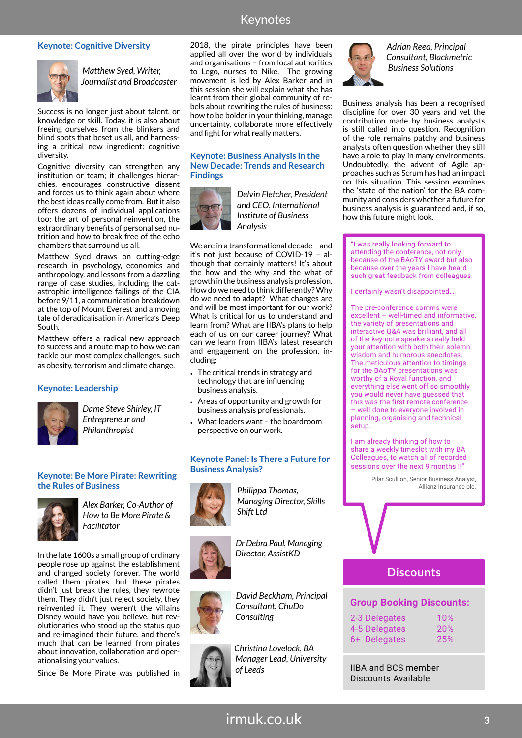# Keynotes

## Keynote: Cognitive Diversity

*Matthew Syed, Writer, Journalist and Broadcaster*

Success is no longer just about talent, or knowledge or skill. Today, it is also about freeing ourselves from the blinkers and blind spots that beset us all, and harnessing a critical new ingredient: cognitive diversity.

Cognitive diversity can strengthen any institution or team; it challenges hierarchies, encourages constructive dissent and forces us to think again about where the best ideas really come from. But it also offers dozens of individual applications too: the art of personal reinvention, the extraordinary benefits of personalised nutrition and how to break free of the echo chambers that surround us all.

Matthew Syed draws on cutting-edge research in psychology, economics and anthropology, and lessons from a dazzling range of case studies, including the catastrophic intelligence failings of the CIA before 9/11, a communication breakdown at the top of Mount Everest and a moving tale of deradicalisation in America's Deep South.

Matthew offers a radical new approach to success and a route map to how we can tackle our most complex challenges, such as obesity, terrorism and climate change.

## Keynote: Leadership

*Dame Steve Shirley, IT Entrepreneur and Philanthropist*

## Keynote: Be More Pirate: Rewriting the Rules of Business

*Alex Barker, Co-Author of How to Be More Pirate & Facilitator*

In the late 1600s a small group of ordinary people rose up against the establishment and changed society forever. The world called them pirates, but these pirates didn't just break the rules, they rewrote them. They didn't just reject society, they reinvented it. They weren't the villains Disney would have you believe, but revolutionaries who stood up the status quo and re-imagined their future, and there's much that can be learned from pirates about innovation, collaboration and operationalising your values.

Since Be More Pirate was published in 2018, the pirate principles have been applied all over the world by individuals and organisations – from local authorities to Lego, nurses to Nike. The growing movement is led by Alex Barker and in this session she will explain what she has learnt from their global community of rebels about rewriting the rules of business: how to be bolder in your thinking, manage uncertainty, collaborate more effectively and fight for what really matters.

## Keynote: Business Analysis in the New Decade: Trends and Research Findings

*Delvin Fletcher, President and CEO, International Institute of Business Analysis*

We are in a transformational decade – and it's not just because of COVID-19 – although that certainly matters! It's about the how and the why and the what of growth in the business analysis profession. How do we need to think differently? Why do we need to adapt? What changes are and will be most important for our work? What is critical for us to understand and learn from? What are IIBA's plans to help each of us on our career journey? What can we learn from IIBA's latest research and engagement on the profession, including:

- The critical trends in strategy and technology that are influencing business analysis.
- Areas of opportunity and growth for business analysis professionals.
- What leaders want – the boardroom perspective on our work.

## Keynote Panel: Is There a Future for Business Analysis?

*Philippa Thomas, Managing Director, Skills Shift Ltd*

*Dr Debra Paul, Managing Director, AssistKD*

*David Beckham, Principal Consultant, ChuDo Consulting*

*Christina Lovelock, BA Manager Lead, University of Leeds*

*Adrian Reed, Principal Consultant, Blackmetric Business Solutions*

Business analysis has been a recognised discipline for over 30 years and yet the contribution made by business analysts is still called into question. Recognition of the role remains patchy and business analysts often question whether they still have a role to play in many environments. Undoubtedly, the advent of Agile approaches such as Scrum has had an impact on this situation. This session examines the 'state of the nation' for the BA community and considers whether a future for business analysis is guaranteed and, if so, how this future might look.

"I was really looking forward to attending the conference, not only because of the BAoTY award but also because over the years I have heard such great feedback from colleagues.

I certainly wasn't disappointed...

The pre-conference comms were excellent – well-timed and informative, the variety of presentations and interactive Q&A was brilliant, and all of the key-note speakers really held your attention with both their solemn wisdom and humorous anecdotes. The meticulous attention to timings for the BAoTY presentations was worthy of a Royal function, and everything else went off so smoothly you would never have guessed that this was the first remote conference – well done to everyone involved in planning, organising and technical setup.

I am already thinking of how to share a weekly timeslot with my BA Colleagues, to watch all of recorded sessions over the next 9 months !!"

Pilar Scullion, Senior Business Analyst, Allianz Insurance plc.

## Discounts

**Group Booking Discounts:**

| Delegates | Discount |
|---|---|
| 2-3 Delegates | 10% |
| 4-5 Delegates | 20% |
| 6+ Delegates | 25% |

IIBA and BCS member Discounts Available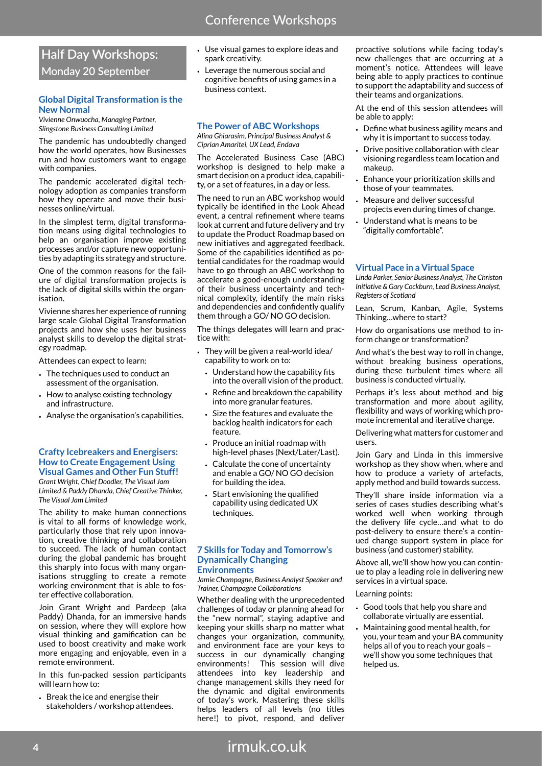## Half Day Workshops: Monday 20 September

### Global Digital Transformation is the New Normal

*Vivienne Onwuocha, Managing Partner, Slingstone Business Consulting Limited*

The pandemic has undoubtedly changed how the world operates, how Businesses run and how customers want to engage with companies.

The pandemic accelerated digital technology adoption as companies transform how they operate and move their businesses online/virtual.

In the simplest term, digital transformation means using digital technologies to help an organisation improve existing processes and/or capture new opportunities by adapting its strategy and structure.

One of the common reasons for the failure of digital transformation projects is the lack of digital skills within the organisation.

Vivienne shares her experience of running large scale Global Digital Transformation projects and how she uses her business analyst skills to develop the digital strategy roadmap.

Attendees can expect to learn:

- The techniques used to conduct an assessment of the organisation.
- How to analyse existing technology and infrastructure.
- Analyse the organisation's capabilities.

### Crafty Icebreakers and Energisers: How to Create Engagement Using Visual Games and Other Fun Stuff!

*Grant Wright, Chief Doodler, The Visual Jam Limited & Paddy Dhanda, Chief Creative Thinker, The Visual Jam Limited*

The ability to make human connections is vital to all forms of knowledge work, particularly those that rely upon innovation, creative thinking and collaboration to succeed. The lack of human contact during the global pandemic has brought this sharply into focus with many organisations struggling to create a remote working environment that is able to foster effective collaboration.

Join Grant Wright and Pardeep (aka Paddy) Dhanda, for an immersive hands on session, where they will explore how visual thinking and gamification can be used to boost creativity and make work more engaging and enjoyable, even in a remote environment.

In this fun-packed session participants will learn how to:

- Break the ice and energise their stakeholders / workshop attendees.
- Use visual games to explore ideas and spark creativity.
- Leverage the numerous social and cognitive benefits of using games in a business context.

### The Power of ABC Workshops

*Alina Ghiarasim, Principal Business Analyst & Ciprian Amaritei, UX Lead, Endava*

The Accelerated Business Case (ABC) workshop is designed to help make a smart decision on a product idea, capability, or a set of features, in a day or less.

The need to run an ABC workshop would typically be identified in the Look Ahead event, a central refinement where teams look at current and future delivery and try to update the Product Roadmap based on new initiatives and aggregated feedback. Some of the capabilities identified as potential candidates for the roadmap would have to go through an ABC workshop to accelerate a good-enough understanding of their business uncertainty and technical complexity, identify the main risks and dependencies and confidently qualify them through a GO/ NO GO decision.

The things delegates will learn and practice with:

- They will be given a real-world idea/ capability to work on to:
  - Understand how the capability fits into the overall vision of the product.
  - Refine and breakdown the capability into more granular features.
  - Size the features and evaluate the backlog health indicators for each feature.
  - Produce an initial roadmap with high-level phases (Next/Later/Last).
  - Calculate the cone of uncertainty and enable a GO/ NO GO decision for building the idea.
  - Start envisioning the qualified capability using dedicated UX techniques.

### 7 Skills for Today and Tomorrow's Dynamically Changing Environments

*Jamie Champagne, Business Analyst Speaker and Trainer, Champagne Collaborations*

Whether dealing with the unprecedented challenges of today or planning ahead for the "new normal", staying adaptive and keeping your skills sharp no matter what changes your organization, community, and environment face are your keys to success in our dynamically changing environments! This session will dive attendees into key leadership and change management skills they need for the dynamic and digital environments of today's work. Mastering these skills helps leaders of all levels (no titles here!) to pivot, respond, and deliver proactive solutions while facing today's new challenges that are occurring at a moment's notice. Attendees will leave being able to apply practices to continue to support the adaptability and success of their teams and organizations.

At the end of this session attendees will be able to apply:

- Define what business agility means and why it is important to success today.
- Drive positive collaboration with clear visioning regardless team location and makeup.
- Enhance your prioritization skills and those of your teammates.
- Measure and deliver successful projects even during times of change.
- Understand what is means to be "digitally comfortable".

### Virtual Pace in a Virtual Space

*Linda Parker, Senior Business Analyst, The Christon Initiative & Gary Cockburn, Lead Business Analyst, Registers of Scotland*

Lean, Scrum, Kanban, Agile, Systems Thinking…where to start?

How do organisations use method to inform change or transformation?

And what's the best way to roll in change, without breaking business operations, during these turbulent times where all business is conducted virtually.

Perhaps it's less about method and big transformation and more about agility, flexibility and ways of working which promote incremental and iterative change.

Delivering what matters for customer and users.

Join Gary and Linda in this immersive workshop as they show when, where and how to produce a variety of artefacts, apply method and build towards success.

They'll share inside information via a series of cases studies describing what's worked well when working through the delivery life cycle…and what to do post-delivery to ensure there's a continued change support system in place for business (and customer) stability.

Above all, we'll show how you can continue to play a leading role in delivering new services in a virtual space.

Learning points:

- Good tools that help you share and collaborate virtually are essential.
- Maintaining good mental health, for you, your team and your BA community helps all of you to reach your goals – we'll show you some techniques that helped us.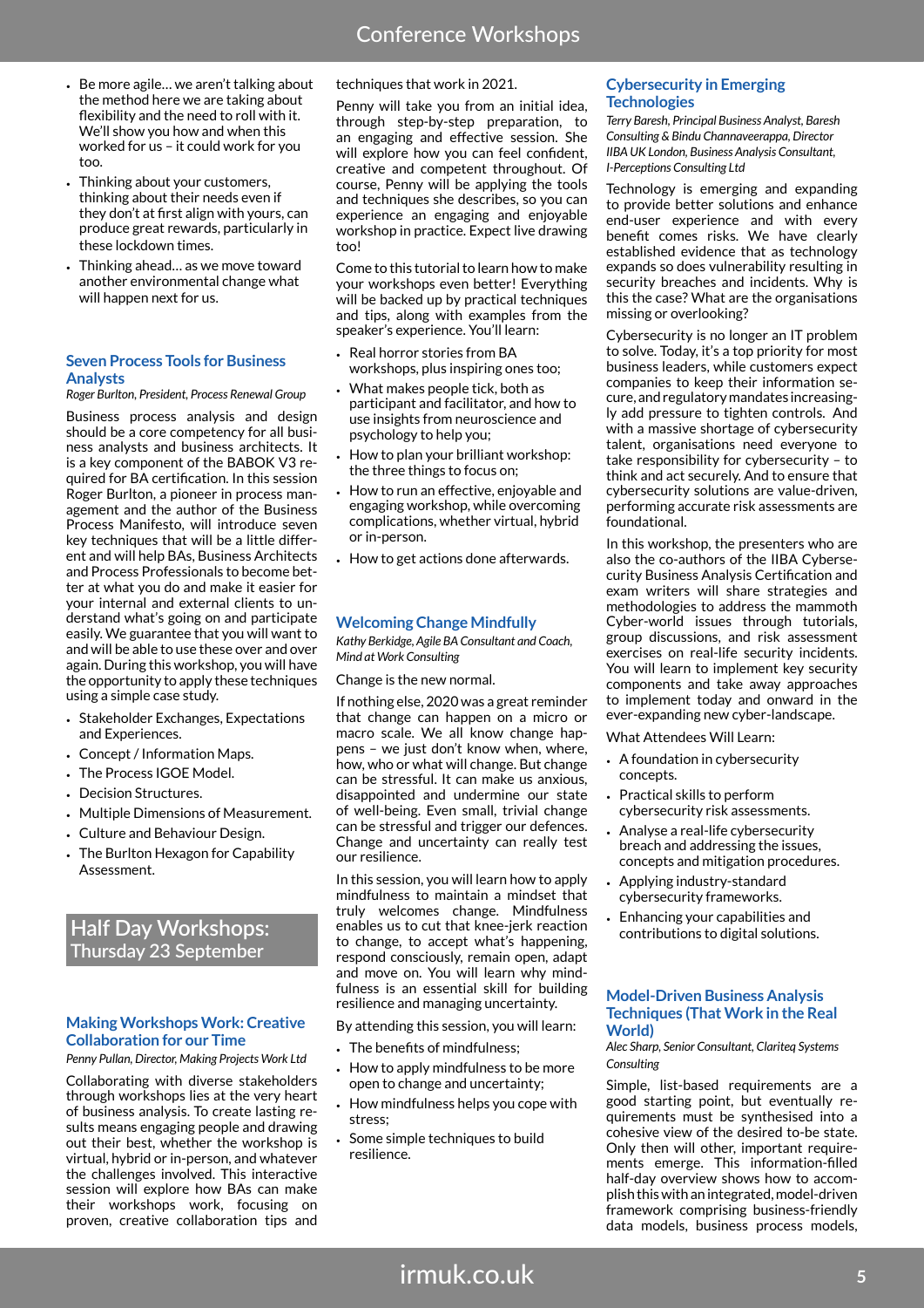- Be more agile… we aren't talking about the method here we are taking about flexibility and the need to roll with it. We'll show you how and when this worked for us – it could work for you too.
- Thinking about your customers, thinking about their needs even if they don't at first align with yours, can produce great rewards, particularly in these lockdown times.
- Thinking ahead… as we move toward another environmental change what will happen next for us.

### Seven Process Tools for Business Analysts

*Roger Burlton, President, Process Renewal Group*

Business process analysis and design should be a core competency for all business analysts and business architects. It is a key component of the BABOK V3 required for BA certification. In this session Roger Burlton, a pioneer in process management and the author of the Business Process Manifesto, will introduce seven key techniques that will be a little different and will help BAs, Business Architects and Process Professionals to become better at what you do and make it easier for your internal and external clients to understand what's going on and participate easily. We guarantee that you will want to and will be able to use these over and over again. During this workshop, you will have the opportunity to apply these techniques using a simple case study.

- Stakeholder Exchanges, Expectations and Experiences.
- Concept / Information Maps.
- The Process IGOE Model.
- Decision Structures.
- Multiple Dimensions of Measurement.
- Culture and Behaviour Design.
- The Burlton Hexagon for Capability Assessment.

## Half Day Workshops: Thursday 23 September

### Making Workshops Work: Creative Collaboration for our Time

*Penny Pullan, Director, Making Projects Work Ltd*

Collaborating with diverse stakeholders through workshops lies at the very heart of business analysis. To create lasting results means engaging people and drawing out their best, whether the workshop is virtual, hybrid or in-person, and whatever the challenges involved. This interactive session will explore how BAs can make their workshops work, focusing on proven, creative collaboration tips and techniques that work in 2021.

Penny will take you from an initial idea, through step-by-step preparation, to an engaging and effective session. She will explore how you can feel confident, creative and competent throughout. Of course, Penny will be applying the tools and techniques she describes, so you can experience an engaging and enjoyable workshop in practice. Expect live drawing too!

Come to this tutorial to learn how to make your workshops even better! Everything will be backed up by practical techniques and tips, along with examples from the speaker's experience. You'll learn:

- Real horror stories from BA workshops, plus inspiring ones too;
- What makes people tick, both as participant and facilitator, and how to use insights from neuroscience and psychology to help you;
- How to plan your brilliant workshop: the three things to focus on;
- How to run an effective, enjoyable and engaging workshop, while overcoming complications, whether virtual, hybrid or in-person.
- How to get actions done afterwards.

### Welcoming Change Mindfully

*Kathy Berkidge, Agile BA Consultant and Coach, Mind at Work Consulting*

Change is the new normal.

If nothing else, 2020 was a great reminder that change can happen on a micro or macro scale. We all know change happens – we just don't know when, where, how, who or what will change. But change can be stressful. It can make us anxious, disappointed and undermine our state of well-being. Even small, trivial change can be stressful and trigger our defences. Change and uncertainty can really test our resilience.

In this session, you will learn how to apply mindfulness to maintain a mindset that truly welcomes change. Mindfulness enables us to cut that knee-jerk reaction to change, to accept what's happening, respond consciously, remain open, adapt and move on. You will learn why mindfulness is an essential skill for building resilience and managing uncertainty.

By attending this session, you will learn:

- The benefits of mindfulness;
- How to apply mindfulness to be more open to change and uncertainty;
- How mindfulness helps you cope with stress;
- Some simple techniques to build resilience.

### Cybersecurity in Emerging Technologies

*Terry Baresh, Principal Business Analyst, Baresh Consulting & Bindu Channaveerappa, Director IIBA UK London, Business Analysis Consultant, I-Perceptions Consulting Ltd*

Technology is emerging and expanding to provide better solutions and enhance end-user experience and with every benefit comes risks. We have clearly established evidence that as technology expands so does vulnerability resulting in security breaches and incidents. Why is this the case? What are the organisations missing or overlooking?

Cybersecurity is no longer an IT problem to solve. Today, it's a top priority for most business leaders, while customers expect companies to keep their information secure, and regulatory mandates increasingly add pressure to tighten controls. And with a massive shortage of cybersecurity talent, organisations need everyone to take responsibility for cybersecurity – to think and act securely. And to ensure that cybersecurity solutions are value-driven, performing accurate risk assessments are foundational.

In this workshop, the presenters who are also the co-authors of the IIBA Cybersecurity Business Analysis Certification and exam writers will share strategies and methodologies to address the mammoth Cyber-world issues through tutorials, group discussions, and risk assessment exercises on real-life security incidents. You will learn to implement key security components and take away approaches to implement today and onward in the ever-expanding new cyber-landscape.

What Attendees Will Learn:

- A foundation in cybersecurity concepts.
- Practical skills to perform cybersecurity risk assessments.
- Analyse a real-life cybersecurity breach and addressing the issues, concepts and mitigation procedures.
- Applying industry-standard cybersecurity frameworks.
- Enhancing your capabilities and contributions to digital solutions.

### Model-Driven Business Analysis Techniques (That Work in the Real World)

*Alec Sharp, Senior Consultant, Clariteq Systems Consulting*

Simple, list-based requirements are a good starting point, but eventually requirements must be synthesised into a cohesive view of the desired to-be state. Only then will other, important requirements emerge. This information-filled half-day overview shows how to accomplish this with an integrated, model-driven framework comprising business-friendly data models, business process models,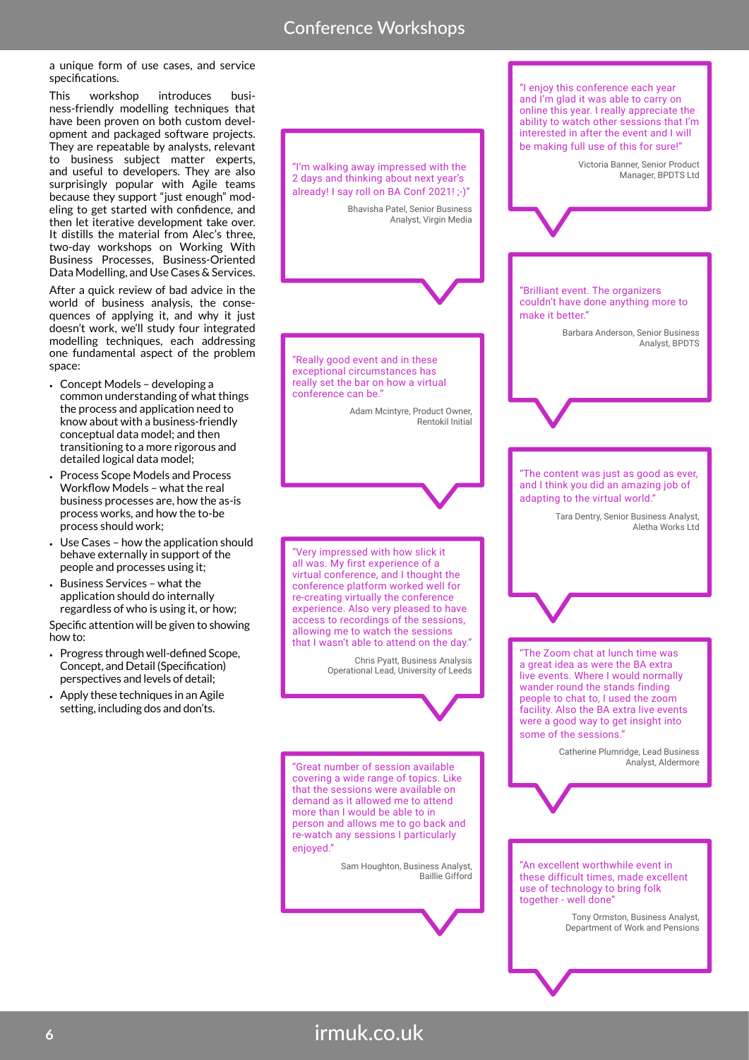a unique form of use cases, and service specifications.

This workshop introduces business-friendly modelling techniques that have been proven on both custom development and packaged software projects. They are repeatable by analysts, relevant to business subject matter experts, and useful to developers. They are also surprisingly popular with Agile teams because they support "just enough" modeling to get started with confidence, and then let iterative development take over. It distills the material from Alec's three, two-day workshops on Working With Business Processes, Business-Oriented Data Modelling, and Use Cases & Services.

After a quick review of bad advice in the world of business analysis, the consequences of applying it, and why it just doesn't work, we'll study four integrated modelling techniques, each addressing one fundamental aspect of the problem space:

- Concept Models – developing a common understanding of what things the process and application need to know about with a business-friendly conceptual data model; and then transitioning to a more rigorous and detailed logical data model;
- Process Scope Models and Process Workflow Models – what the real business processes are, how the as-is process works, and how the to-be process should work;
- Use Cases – how the application should behave externally in support of the people and processes using it;
- Business Services – what the application should do internally regardless of who is using it, or how;

Specific attention will be given to showing how to:

- Progress through well-defined Scope, Concept, and Detail (Specification) perspectives and levels of detail;
- Apply these techniques in an Agile setting, including dos and don'ts.

"I'm walking away impressed with the 2 days and thinking about next year's already! I say roll on BA Conf 2021! ;-)"

Bhavisha Patel, Senior Business Analyst, Virgin Media

"Really good event and in these exceptional circumstances has really set the bar on how a virtual conference can be."

Adam Mcintyre, Product Owner, Rentokil Initial

"Very impressed with how slick it all was. My first experience of a virtual conference, and I thought the conference platform worked well for re-creating virtually the conference experience. Also very pleased to have access to recordings of the sessions, allowing me to watch the sessions that I wasn't able to attend on the day."

Chris Pyatt, Business Analysis Operational Lead, University of Leeds

"Great number of session available covering a wide range of topics. Like that the sessions were available on demand as it allowed me to attend more than I would be able to in person and allows me to go back and re-watch any sessions I particularly enjoyed."

Sam Houghton, Business Analyst, Baillie Gifford

"I enjoy this conference each year and I'm glad it was able to carry on online this year. I really appreciate the ability to watch other sessions that I'm interested in after the event and I will be making full use of this for sure!"

Victoria Banner, Senior Product Manager, BPDTS Ltd

"Brilliant event. The organizers couldn't have done anything more to make it better."

Barbara Anderson, Senior Business Analyst, BPDTS

"The content was just as good as ever, and I think you did an amazing job of adapting to the virtual world."

Tara Dentry, Senior Business Analyst, Aletha Works Ltd

"The Zoom chat at lunch time was a great idea as were the BA extra live events. Where I would normally wander round the stands finding people to chat to, I used the zoom facility. Also the BA extra live events were a good way to get insight into some of the sessions."

Catherine Plumridge, Lead Business Analyst, Aldermore

"An excellent worthwhile event in these difficult times, made excellent use of technology to bring folk together - well done"

Tony Ormston, Business Analyst, Department of Work and Pensions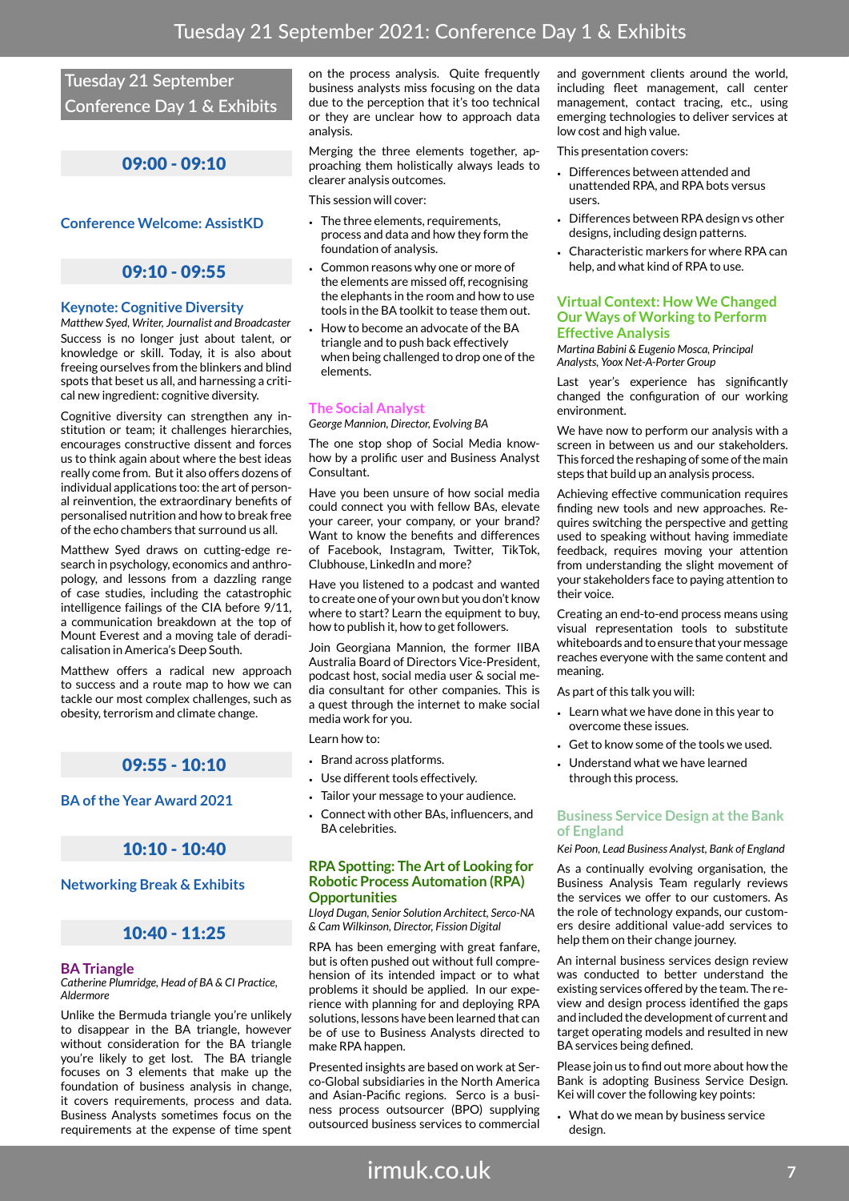## Tuesday 21 September Conference Day 1 & Exhibits

### 09:00 - 09:10

### Conference Welcome: AssistKD

### 09:10 - 09:55

### Keynote: Cognitive Diversity

*Matthew Syed, Writer, Journalist and Broadcaster*

Success is no longer just about talent, or knowledge or skill. Today, it is also about freeing ourselves from the blinkers and blind spots that beset us all, and harnessing a critical new ingredient: cognitive diversity.

Cognitive diversity can strengthen any institution or team; it challenges hierarchies, encourages constructive dissent and forces us to think again about where the best ideas really come from. But it also offers dozens of individual applications too: the art of personal reinvention, the extraordinary benefits of personalised nutrition and how to break free of the echo chambers that surround us all.

Matthew Syed draws on cutting-edge research in psychology, economics and anthropology, and lessons from a dazzling range of case studies, including the catastrophic intelligence failings of the CIA before 9/11, a communication breakdown at the top of Mount Everest and a moving tale of deradicalisation in America's Deep South.

Matthew offers a radical new approach to success and a route map to how we can tackle our most complex challenges, such as obesity, terrorism and climate change.

### 09:55 - 10:10

### BA of the Year Award 2021

### 10:10 - 10:40

### Networking Break & Exhibits

### 10:40 - 11:25

### BA Triangle

*Catherine Plumridge, Head of BA & CI Practice, Aldermore*

Unlike the Bermuda triangle you're unlikely to disappear in the BA triangle, however without consideration for the BA triangle you're likely to get lost. The BA triangle focuses on 3 elements that make up the foundation of business analysis in change, it covers requirements, process and data. Business Analysts sometimes focus on the requirements at the expense of time spent on the process analysis. Quite frequently business analysts miss focusing on the data due to the perception that it's too technical or they are unclear how to approach data analysis.

Merging the three elements together, approaching them holistically always leads to clearer analysis outcomes.

This session will cover:

- The three elements, requirements, process and data and how they form the foundation of analysis.
- Common reasons why one or more of the elements are missed off, recognising the elephants in the room and how to use tools in the BA toolkit to tease them out.
- How to become an advocate of the BA triangle and to push back effectively when being challenged to drop one of the elements.

### The Social Analyst

*George Mannion, Director, Evolving BA*

The one stop shop of Social Media know-how by a prolific user and Business Analyst Consultant.

Have you been unsure of how social media could connect you with fellow BAs, elevate your career, your company, or your brand? Want to know the benefits and differences of Facebook, Instagram, Twitter, TikTok, Clubhouse, LinkedIn and more?

Have you listened to a podcast and wanted to create one of your own but you don't know where to start? Learn the equipment to buy, how to publish it, how to get followers.

Join Georgiana Mannion, the former IIBA Australia Board of Directors Vice-President, podcast host, social media user & social media consultant for other companies. This is a quest through the internet to make social media work for you.

Learn how to:

- Brand across platforms.
- Use different tools effectively.
- Tailor your message to your audience.
- Connect with other BAs, influencers, and BA celebrities.

### RPA Spotting: The Art of Looking for Robotic Process Automation (RPA) Opportunities

*Lloyd Dugan, Senior Solution Architect, Serco-NA & Cam Wilkinson, Director, Fission Digital*

RPA has been emerging with great fanfare, but is often pushed out without full comprehension of its intended impact or to what problems it should be applied. In our experience with planning for and deploying RPA solutions, lessons have been learned that can be of use to Business Analysts directed to make RPA happen.

Presented insights are based on work at Serco-Global subsidiaries in the North America and Asian-Pacific regions. Serco is a business process outsourcer (BPO) supplying outsourced business services to commercial and government clients around the world, including fleet management, call center management, contact tracing, etc., using emerging technologies to deliver services at low cost and high value.

This presentation covers:

- Differences between attended and unattended RPA, and RPA bots versus users.
- Differences between RPA design vs other designs, including design patterns.
- Characteristic markers for where RPA can help, and what kind of RPA to use.

### Virtual Context: How We Changed Our Ways of Working to Perform Effective Analysis

*Martina Babini & Eugenio Mosca, Principal Analysts, Yoox Net-A-Porter Group*

Last year's experience has significantly changed the configuration of our working environment.

We have now to perform our analysis with a screen in between us and our stakeholders. This forced the reshaping of some of the main steps that build up an analysis process.

Achieving effective communication requires finding new tools and new approaches. Requires switching the perspective and getting used to speaking without having immediate feedback, requires moving your attention from understanding the slight movement of your stakeholders face to paying attention to their voice.

Creating an end-to-end process means using visual representation tools to substitute whiteboards and to ensure that your message reaches everyone with the same content and meaning.

As part of this talk you will:

- Learn what we have done in this year to overcome these issues.
- Get to know some of the tools we used.
- Understand what we have learned through this process.

### Business Service Design at the Bank of England

*Kei Poon, Lead Business Analyst, Bank of England*

As a continually evolving organisation, the Business Analysis Team regularly reviews the services we offer to our customers. As the role of technology expands, our customers desire additional value-add services to help them on their change journey.

An internal business services design review was conducted to better understand the existing services offered by the team. The review and design process identified the gaps and included the development of current and target operating models and resulted in new BA services being defined.

Please join us to find out more about how the Bank is adopting Business Service Design. Kei will cover the following key points:

- What do we mean by business service design.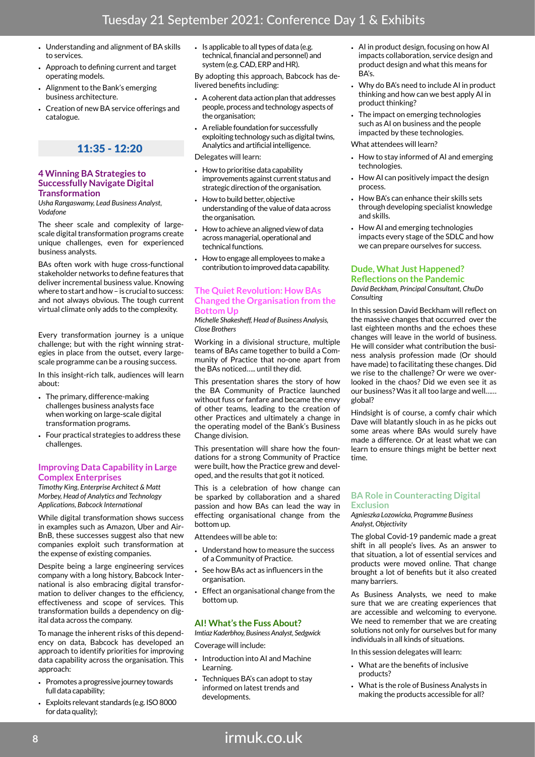- Understanding and alignment of BA skills to services.
- Approach to defining current and target operating models.
- Alignment to the Bank's emerging business architecture.
- Creation of new BA service offerings and catalogue.

## 11:35 - 12:20

### 4 Winning BA Strategies to Successfully Navigate Digital Transformation

*Usha Rangaswamy, Lead Business Analyst, Vodafone*

The sheer scale and complexity of large-scale digital transformation programs create unique challenges, even for experienced business analysts.

BAs often work with huge cross-functional stakeholder networks to define features that deliver incremental business value. Knowing where to start and how – is crucial to success: and not always obvious. The tough current virtual climate only adds to the complexity.

Every transformation journey is a unique challenge; but with the right winning strategies in place from the outset, every large-scale programme can be a rousing success.

In this insight-rich talk, audiences will learn about:

- The primary, difference-making challenges business analysts face when working on large-scale digital transformation programs.
- Four practical strategies to address these challenges.

### Improving Data Capability in Large Complex Enterprises

*Timothy King, Enterprise Architect & Matt Morbey, Head of Analytics and Technology Applications, Babcock International*

While digital transformation shows success in examples such as Amazon, Uber and AirBnB, these successes suggest also that new companies exploit such transformation at the expense of existing companies.

Despite being a large engineering services company with a long history, Babcock International is also embracing digital transformation to deliver changes to the efficiency, effectiveness and scope of services. This transformation builds a dependency on digital data across the company.

To manage the inherent risks of this dependency on data, Babcock has developed an approach to identify priorities for improving data capability across the organisation. This approach:

- Promotes a progressive journey towards full data capability;
- Exploits relevant standards (e.g. ISO 8000 for data quality);
- Is applicable to all types of data (e.g. technical, financial and personnel) and system (e.g. CAD, ERP and HR).

By adopting this approach, Babcock has delivered benefits including:

- A coherent data action plan that addresses people, process and technology aspects of the organisation;
- A reliable foundation for successfully exploiting technology such as digital twins, Analytics and artificial intelligence.

Delegates will learn:

- How to prioritise data capability improvements against current status and strategic direction of the organisation.
- How to build better, objective understanding of the value of data across the organisation.
- How to achieve an aligned view of data across managerial, operational and technical functions.
- How to engage all employees to make a contribution to improved data capability.

### The Quiet Revolution: How BAs Changed the Organisation from the Bottom Up

*Michelle Shakesheff, Head of Business Analysis, Close Brothers*

Working in a divisional structure, multiple teams of BAs came together to build a Community of Practice that no-one apart from the BAs noticed….. until they did.

This presentation shares the story of how the BA Community of Practice launched without fuss or fanfare and became the envy of other teams, leading to the creation of other Practices and ultimately a change in the operating model of the Bank's Business Change division.

This presentation will share how the foundations for a strong Community of Practice were built, how the Practice grew and developed, and the results that got it noticed.

This is a celebration of how change can be sparked by collaboration and a shared passion and how BAs can lead the way in effecting organisational change from the bottom up.

Attendees will be able to:

- Understand how to measure the success of a Community of Practice.
- See how BAs act as influencers in the organisation.
- Effect an organisational change from the bottom up.

### AI! What's the Fuss About?

*Imtiaz Kaderbhoy, Business Analyst, Sedgwick*

Coverage will include:

- Introduction into AI and Machine Learning.
- Techniques BA's can adopt to stay informed on latest trends and developments.
- AI in product design, focusing on how AI impacts collaboration, service design and product design and what this means for BA's.
- Why do BA's need to include AI in product thinking and how can we best apply AI in product thinking?
- The impact on emerging technologies such as AI on business and the people impacted by these technologies.

What attendees will learn?

- How to stay informed of AI and emerging technologies.
- How AI can positively impact the design process.
- How BA's can enhance their skills sets through developing specialist knowledge and skills.
- How AI and emerging technologies impacts every stage of the SDLC and how we can prepare ourselves for success.

### Dude, What Just Happened? Reflections on the Pandemic

*David Beckham, Principal Consultant, ChuDo Consulting*

In this session David Beckham will reflect on the massive changes that occurred over the last eighteen months and the echoes these changes will leave in the world of business. He will consider what contribution the business analysis profession made (Or should have made) to facilitating these changes. Did we rise to the challenge? Or were we overlooked in the chaos? Did we even see it as our business? Was it all too large and well…… global?

Hindsight is of course, a comfy chair which Dave will blatantly slouch in as he picks out some areas where BAs would surely have made a difference. Or at least what we can learn to ensure things might be better next time.

### BA Role in Counteracting Digital Exclusion

*Agnieszka Lozowicka, Programme Business Analyst, Objectivity*

The global Covid-19 pandemic made a great shift in all people's lives. As an answer to that situation, a lot of essential services and products were moved online. That change brought a lot of benefits but it also created many barriers.

As Business Analysts, we need to make sure that we are creating experiences that are accessible and welcoming to everyone. We need to remember that we are creating solutions not only for ourselves but for many individuals in all kinds of situations.

In this session delegates will learn:

- What are the benefits of inclusive products?
- What is the role of Business Analysts in making the products accessible for all?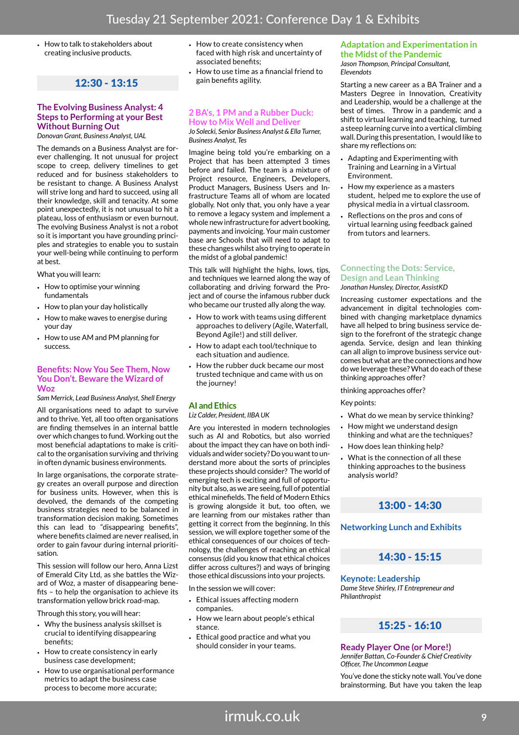# Tuesday 21 September 2021: Conference Day 1 & Exhibits

- How to talk to stakeholders about creating inclusive products.

## 12:30 - 13:15

### The Evolving Business Analyst: 4 Steps to Performing at your Best Without Burning Out

*Donovan Grant, Business Analyst, UAL*

The demands on a Business Analyst are forever challenging. It not unusual for project scope to creep, delivery timelines to get reduced and for business stakeholders to be resistant to change. A Business Analyst will strive long and hard to succeed, using all their knowledge, skill and tenacity. At some point unexpectedly, it is not unusual to hit a plateau, loss of enthusiasm or even burnout. The evolving Business Analyst is not a robot so it is important you have grounding principles and strategies to enable you to sustain your well-being while continuing to perform at best.

What you will learn:

- How to optimise your winning fundamentals
- How to plan your day holistically
- How to make waves to energise during your day
- How to use AM and PM planning for success.

### Benefits: Now You See Them, Now You Don't. Beware the Wizard of Woz

*Sam Merrick, Lead Business Analyst, Shell Energy*

All organisations need to adapt to survive and to thrive. Yet, all too often organisations are finding themselves in an internal battle over which changes to fund. Working out the most beneficial adaptations to make is critical to the organisation surviving and thriving in often dynamic business environments.

In large organisations, the corporate strategy creates an overall purpose and direction for business units. However, when this is devolved, the demands of the competing business strategies need to be balanced in transformation decision making. Sometimes this can lead to "disappearing benefits", where benefits claimed are never realised, in order to gain favour during internal prioritisation.

This session will follow our hero, Anna Lizst of Emerald City Ltd, as she battles the Wizard of Woz, a master of disappearing benefits – to help the organisation to achieve its transformation yellow brick road-map.

Through this story, you will hear:

- Why the business analysis skillset is crucial to identifying disappearing benefits;
- How to create consistency in early business case development;
- How to use organisational performance metrics to adapt the business case process to become more accurate;
- How to create consistency when faced with high risk and uncertainty of associated benefits;
- How to use time as a financial friend to gain benefits agility.

### 2 BA's, 1 PM and a Rubber Duck: How to Mix Well and Deliver

*Jo Solecki, Senior Business Analyst & Ella Turner, Business Analyst, Tes*

Imagine being told you're embarking on a Project that has been attempted 3 times before and failed. The team is a mixture of Project resource, Engineers, Developers, Product Managers, Business Users and Infrastructure Teams all of whom are located globally. Not only that, you only have a year to remove a legacy system and implement a whole new infrastructure for advert booking, payments and invoicing. Your main customer base are Schools that will need to adapt to these changes whilst also trying to operate in the midst of a global pandemic!

This talk will highlight the highs, lows, tips, and techniques we learned along the way of collaborating and driving forward the Project and of course the infamous rubber duck who became our trusted ally along the way.

- How to work with teams using different approaches to delivery (Agile, Waterfall, Beyond Agile!) and still deliver.
- How to adapt each tool/technique to each situation and audience.
- How the rubber duck became our most trusted technique and came with us on the journey!

### AI and Ethics

*Liz Calder, President, IIBA UK*

Are you interested in modern technologies such as AI and Robotics, but also worried about the impact they can have on both individuals and wider society? Do you want to understand more about the sorts of principles these projects should consider? The world of emerging tech is exciting and full of opportunity but also, as we are seeing, full of potential ethical minefields. The field of Modern Ethics is growing alongside it but, too often, we are learning from our mistakes rather than getting it correct from the beginning. In this session, we will explore together some of the ethical consequences of our choices of technology, the challenges of reaching an ethical consensus (did you know that ethical choices differ across cultures?) and ways of bringing those ethical discussions into your projects.

In the session we will cover:

- Ethical issues affecting modern companies.
- How we learn about people's ethical stance.
- Ethical good practice and what you should consider in your teams.

### Adaptation and Experimentation in the Midst of the Pandemic

*Jason Thompson, Principal Consultant, Elevendots*

Starting a new career as a BA Trainer and a Masters Degree in Innovation, Creativity and Leadership, would be a challenge at the best of times. Throw in a pandemic and a shift to virtual learning and teaching, turned a steep learning curve into a vertical climbing wall. During this presentation, I would like to share my reflections on:

- Adapting and Experimenting with Training and Learning in a Virtual Environment.
- How my experience as a masters student, helped me to explore the use of physical media in a virtual classroom.
- Reflections on the pros and cons of virtual learning using feedback gained from tutors and learners.

### Connecting the Dots: Service, Design and Lean Thinking

*Jonathan Hunsley, Director, AssistKD*

Increasing customer expectations and the advancement in digital technologies combined with changing marketplace dynamics have all helped to bring business service design to the forefront of the strategic change agenda. Service, design and lean thinking can all align to improve business service outcomes but what are the connections and how do we leverage these? What do each of these thinking approaches offer?

thinking approaches offer?

Key points:

- What do we mean by service thinking?
- How might we understand design thinking and what are the techniques?
- How does lean thinking help?
- What is the connection of all these thinking approaches to the business analysis world?

## 13:00 - 14:30

### Networking Lunch and Exhibits

## 14:30 - 15:15

### Keynote: Leadership

*Dame Steve Shirley, IT Entrepreneur and Philanthropist*

## 15:25 - 16:10

### Ready Player One (or More!)

*Jennifer Battan, Co-Founder & Chief Creativity Officer, The Uncommon League*

You've done the sticky note wall. You've done brainstorming. But have you taken the leap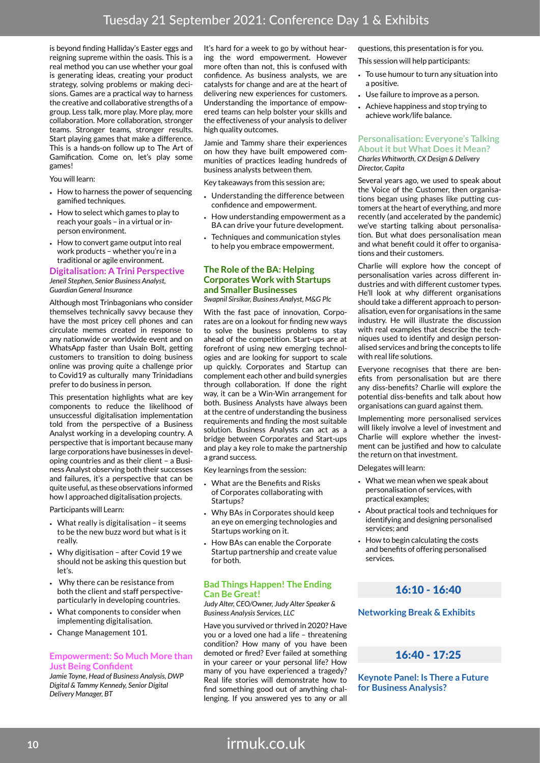is beyond finding Halliday's Easter eggs and reigning supreme within the oasis. This is a real method you can use whether your goal is generating ideas, creating your product strategy, solving problems or making decisions. Games are a practical way to harness the creative and collaborative strengths of a group. Less talk, more play. More play, more collaboration. More collaboration, stronger teams. Stronger teams, stronger results. Start playing games that make a difference. This is a hands-on follow up to The Art of Gamification. Come on, let's play some games!

You will learn:

- How to harness the power of sequencing gamified techniques.
- How to select which games to play to reach your goals – in a virtual or in-person environment.
- How to convert game output into real work products – whether you're in a traditional or agile environment.

### Digitalisation: A Trini Perspective

*Jeneil Stephen, Senior Business Analyst, Guardian General Insurance*

Although most Trinbagonians who consider themselves technically savvy because they have the most pricey cell phones and can circulate memes created in response to any nationwide or worldwide event and on WhatsApp faster than Usain Bolt, getting customers to transition to doing business online was proving quite a challenge prior to Covid19 as culturally many Trinidadians prefer to do business in person.

This presentation highlights what are key components to reduce the likelihood of unsuccessful digitalisation implementation told from the perspective of a Business Analyst working in a developing country. A perspective that is important because many large corporations have businesses in developing countries and as their client – a Business Analyst observing both their successes and failures, it's a perspective that can be quite useful, as these observations informed how I approached digitalisation projects.

Participants will Learn:

- What really is digitalisation – it seems to be the new buzz word but what is it really.
- Why digitisation – after Covid 19 we should not be asking this question but let's.
- Why there can be resistance from both the client and staff perspective- particularly in developing countries.
- What components to consider when implementing digitalisation.
- Change Management 101.

### Empowerment: So Much More than Just Being Confident

*Jamie Toyne, Head of Business Analysis, DWP Digital & Tammy Kennedy, Senior Digital Delivery Manager, BT*

It's hard for a week to go by without hearing the word empowerment. However more often than not, this is confused with confidence. As business analysts, we are catalysts for change and are at the heart of delivering new experiences for customers. Understanding the importance of empowered teams can help bolster your skills and the effectiveness of your analysis to deliver high quality outcomes.

Jamie and Tammy share their experiences on how they have built empowered communities of practices leading hundreds of business analysts between them.

Key takeaways from this session are;

- Understanding the difference between confidence and empowerment.
- How understanding empowerment as a BA can drive your future development.
- Techniques and communication styles to help you embrace empowerment.

### The Role of the BA: Helping Corporates Work with Startups and Smaller Businesses

*Swapnil Sirsikar, Business Analyst, M&G Plc*

With the fast pace of innovation, Corporates are on a lookout for finding new ways to solve the business problems to stay ahead of the competition. Start-ups are at forefront of using new emerging technologies and are looking for support to scale up quickly. Corporates and Startup can complement each other and build synergies through collaboration. If done the right way, it can be a Win-Win arrangement for both. Business Analysts have always been at the centre of understanding the business requirements and finding the most suitable solution. Business Analysts can act as a bridge between Corporates and Start-ups and play a key role to make the partnership a grand success.

Key learnings from the session:

- What are the Benefits and Risks of Corporates collaborating with Startups?
- Why BAs in Corporates should keep an eye on emerging technologies and Startups working on it.
- How BAs can enable the Corporate Startup partnership and create value for both.

### Bad Things Happen! The Ending Can Be Great!

*Judy Alter, CEO/Owner, Judy Alter Speaker & Business Analysis Services, LLC*

Have you survived or thrived in 2020? Have you or a loved one had a life – threatening condition? How many of you have been demoted or fired? Ever failed at something in your career or your personal life? How many of you have experienced a tragedy? Real life stories will demonstrate how to find something good out of anything challenging. If you answered yes to any or all questions, this presentation is for you.

This session will help participants:

- To use humour to turn any situation into a positive.
- Use failure to improve as a person.
- Achieve happiness and stop trying to achieve work/life balance.

### Personalisation: Everyone's Talking About it but What Does it Mean?

*Charles Whitworth, CX Design & Delivery Director, Capita*

Several years ago, we used to speak about the Voice of the Customer, then organisations began using phases like putting customers at the heart of everything, and more recently (and accelerated by the pandemic) we've starting talking about personalisation. But what does personalisation mean and what benefit could it offer to organisations and their customers.

Charlie will explore how the concept of personalisation varies across different industries and with different customer types. He'll look at why different organisations should take a different approach to personalisation, even for organisations in the same industry. He will illustrate the discussion with real examples that describe the techniques used to identify and design personalised services and bring the concepts to life with real life solutions.

Everyone recognises that there are benefits from personalisation but are there any diss-benefits? Charlie will explore the potential diss-benefits and talk about how organisations can guard against them.

Implementing more personalised services will likely involve a level of investment and Charlie will explore whether the investment can be justified and how to calculate the return on that investment.

Delegates will learn:

- What we mean when we speak about personalisation of services, with practical examples;
- About practical tools and techniques for identifying and designing personalised services; and
- How to begin calculating the costs and benefits of offering personalised services.

## 16:10 - 16:40

### Networking Break & Exhibits

## 16:40 - 17:25

### Keynote Panel: Is There a Future for Business Analysis?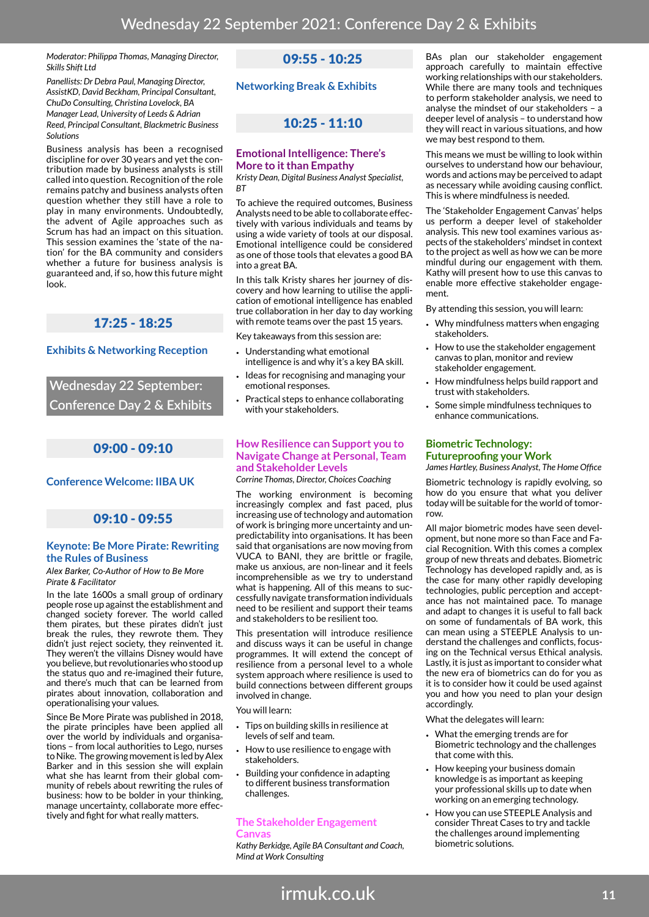*Moderator: Philippa Thomas, Managing Director, Skills Shift Ltd*

*Panellists: Dr Debra Paul, Managing Director, AssistKD, David Beckham, Principal Consultant, ChuDo Consulting, Christina Lovelock, BA Manager Lead, University of Leeds & Adrian Reed, Principal Consultant, Blackmetric Business Solutions*

Business analysis has been a recognised discipline for over 30 years and yet the contribution made by business analysts is still called into question. Recognition of the role remains patchy and business analysts often question whether they still have a role to play in many environments. Undoubtedly, the advent of Agile approaches such as Scrum has had an impact on this situation. This session examines the 'state of the nation' for the BA community and considers whether a future for business analysis is guaranteed and, if so, how this future might look.

## 17:25 - 18:25

### Exhibits & Networking Reception

# Wednesday 22 September: Conference Day 2 & Exhibits

## 09:00 - 09:10

### Conference Welcome: IIBA UK

## 09:10 - 09:55

### Keynote: Be More Pirate: Rewriting the Rules of Business

*Alex Barker, Co-Author of How to Be More Pirate & Facilitator*

In the late 1600s a small group of ordinary people rose up against the establishment and changed society forever. The world called them pirates, but these pirates didn't just break the rules, they rewrote them. They didn't just reject society, they reinvented it. They weren't the villains Disney would have you believe, but revolutionaries who stood up the status quo and re-imagined their future, and there's much that can be learned from pirates about innovation, collaboration and operationalising your values.

Since Be More Pirate was published in 2018, the pirate principles have been applied all over the world by individuals and organisations – from local authorities to Lego, nurses to Nike. The growing movement is led by Alex Barker and in this session she will explain what she has learnt from their global community of rebels about rewriting the rules of business: how to be bolder in your thinking, manage uncertainty, collaborate more effectively and fight for what really matters.

## 09:55 - 10:25

### Networking Break & Exhibits

## 10:25 - 11:10

### Emotional Intelligence: There's More to it than Empathy

*Kristy Dean, Digital Business Analyst Specialist, BT*

To achieve the required outcomes, Business Analysts need to be able to collaborate effectively with various individuals and teams by using a wide variety of tools at our disposal. Emotional intelligence could be considered as one of those tools that elevates a good BA into a great BA.

In this talk Kristy shares her journey of discovery and how learning to utilise the application of emotional intelligence has enabled true collaboration in her day to day working with remote teams over the past 15 years.

Key takeaways from this session are:

- Understanding what emotional intelligence is and why it's a key BA skill.
- Ideas for recognising and managing your emotional responses.
- Practical steps to enhance collaborating with your stakeholders.

### How Resilience can Support you to Navigate Change at Personal, Team and Stakeholder Levels

*Corrine Thomas, Director, Choices Coaching*

The working environment is becoming increasingly complex and fast paced, plus increasing use of technology and automation of work is bringing more uncertainty and unpredictability into organisations. It has been said that organisations are now moving from VUCA to BANI, they are brittle or fragile, make us anxious, are non-linear and it feels incomprehensible as we try to understand what is happening. All of this means to successfully navigate transformation individuals need to be resilient and support their teams and stakeholders to be resilient too.

This presentation will introduce resilience and discuss ways it can be useful in change programmes. It will extend the concept of resilience from a personal level to a whole system approach where resilience is used to build connections between different groups involved in change.

You will learn:

- Tips on building skills in resilience at levels of self and team.
- How to use resilience to engage with stakeholders.
- Building your confidence in adapting to different business transformation challenges.

### The Stakeholder Engagement Canvas

*Kathy Berkidge, Agile BA Consultant and Coach, Mind at Work Consulting*

BAs plan our stakeholder engagement approach carefully to maintain effective working relationships with our stakeholders. While there are many tools and techniques to perform stakeholder analysis, we need to analyse the mindset of our stakeholders – a deeper level of analysis – to understand how they will react in various situations, and how we may best respond to them.

This means we must be willing to look within ourselves to understand how our behaviour, words and actions may be perceived to adapt as necessary while avoiding causing conflict. This is where mindfulness is needed.

The 'Stakeholder Engagement Canvas' helps us perform a deeper level of stakeholder analysis. This new tool examines various aspects of the stakeholders' mindset in context to the project as well as how we can be more mindful during our engagement with them. Kathy will present how to use this canvas to enable more effective stakeholder engagement.

By attending this session, you will learn:

- Why mindfulness matters when engaging stakeholders.
- How to use the stakeholder engagement canvas to plan, monitor and review stakeholder engagement.
- How mindfulness helps build rapport and trust with stakeholders.
- Some simple mindfulness techniques to enhance communications.

### Biometric Technology: Futureproofing your Work

*James Hartley, Business Analyst, The Home Office*

Biometric technology is rapidly evolving, so how do you ensure that what you deliver today will be suitable for the world of tomorrow.

All major biometric modes have seen development, but none more so than Face and Facial Recognition. With this comes a complex group of new threats and debates. Biometric Technology has developed rapidly and, as is the case for many other rapidly developing technologies, public perception and acceptance has not maintained pace. To manage and adapt to changes it is useful to fall back on some of fundamentals of BA work, this can mean using a STEEPLE Analysis to understand the challenges and conflicts, focusing on the Technical versus Ethical analysis. Lastly, it is just as important to consider what the new era of biometrics can do for you as it is to consider how it could be used against you and how you need to plan your design accordingly.

What the delegates will learn:

- What the emerging trends are for Biometric technology and the challenges that come with this.
- How keeping your business domain knowledge is as important as keeping your professional skills up to date when working on an emerging technology.
- How you can use STEEPLE Analysis and consider Threat Cases to try and tackle the challenges around implementing biometric solutions.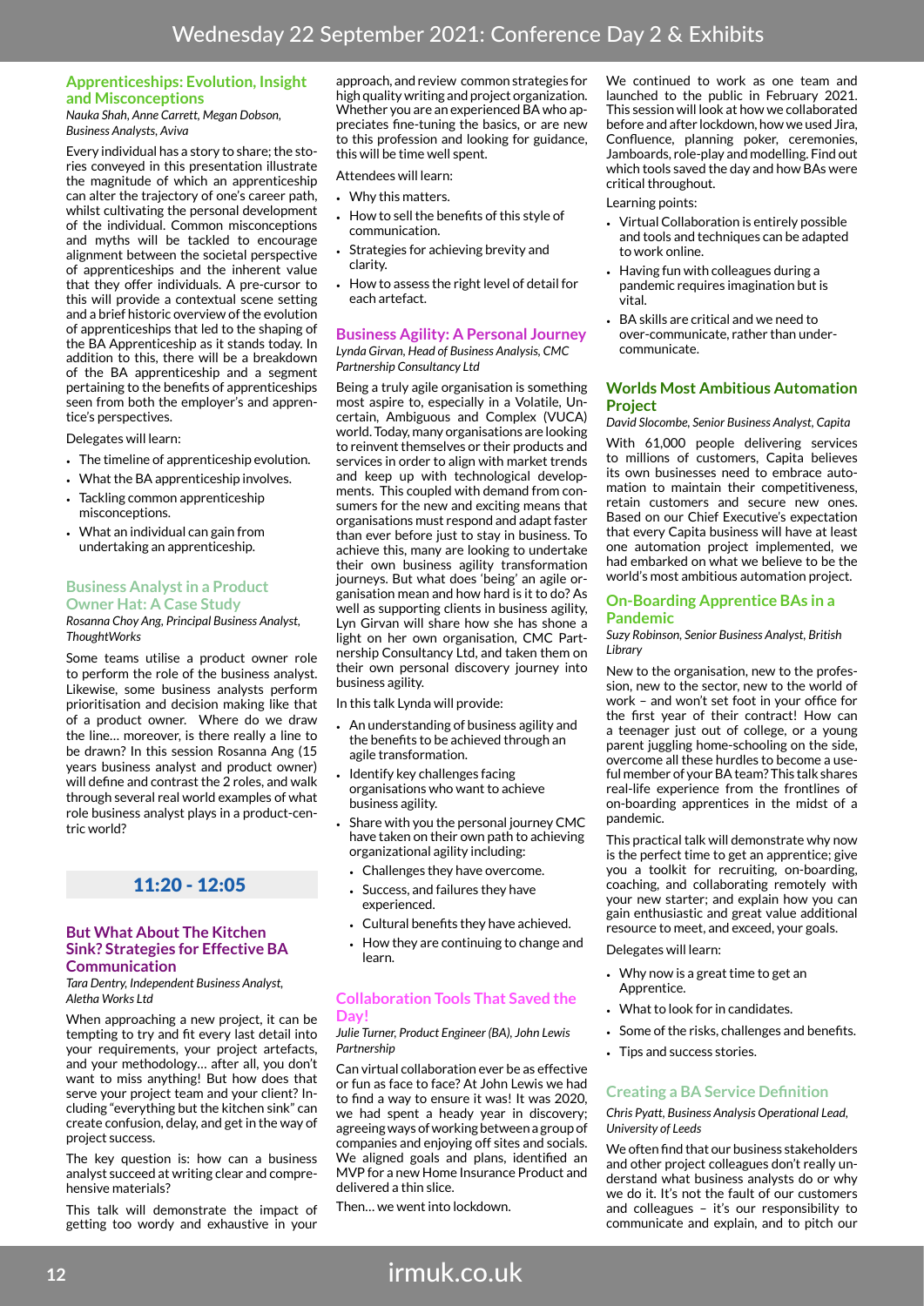# Wednesday 22 September 2021: Conference Day 2 & Exhibits

### Apprenticeships: Evolution, Insight and Misconceptions

*Nauka Shah, Anne Carrett, Megan Dobson, Business Analysts, Aviva*

Every individual has a story to share; the stories conveyed in this presentation illustrate the magnitude of which an apprenticeship can alter the trajectory of one's career path, whilst cultivating the personal development of the individual. Common misconceptions and myths will be tackled to encourage alignment between the societal perspective of apprenticeships and the inherent value that they offer individuals. A pre-cursor to this will provide a contextual scene setting and a brief historic overview of the evolution of apprenticeships that led to the shaping of the BA Apprenticeship as it stands today. In addition to this, there will be a breakdown of the BA apprenticeship and a segment pertaining to the benefits of apprenticeships seen from both the employer's and apprentice's perspectives.

Delegates will learn:

- The timeline of apprenticeship evolution.
- What the BA apprenticeship involves.
- Tackling common apprenticeship misconceptions.
- What an individual can gain from undertaking an apprenticeship.

### Business Analyst in a Product Owner Hat: A Case Study

*Rosanna Choy Ang, Principal Business Analyst, ThoughtWorks*

Some teams utilise a product owner role to perform the role of the business analyst. Likewise, some business analysts perform prioritisation and decision making like that of a product owner. Where do we draw the line… moreover, is there really a line to be drawn? In this session Rosanna Ang (15 years business analyst and product owner) will define and contrast the 2 roles, and walk through several real world examples of what role business analyst plays in a product-centric world?

## 11:20 - 12:05

### But What About The Kitchen Sink? Strategies for Effective BA Communication

*Tara Dentry, Independent Business Analyst, Aletha Works Ltd*

When approaching a new project, it can be tempting to try and fit every last detail into your requirements, your project artefacts, and your methodology… after all, you don't want to miss anything! But how does that serve your project team and your client? Including "everything but the kitchen sink" can create confusion, delay, and get in the way of project success.

The key question is: how can a business analyst succeed at writing clear and comprehensive materials?

This talk will demonstrate the impact of getting too wordy and exhaustive in your approach, and review common strategies for high quality writing and project organization. Whether you are an experienced BA who appreciates fine-tuning the basics, or are new to this profession and looking for guidance, this will be time well spent.

Attendees will learn:

- Why this matters.
- How to sell the benefits of this style of communication.
- Strategies for achieving brevity and clarity.
- How to assess the right level of detail for each artefact.

### Business Agility: A Personal Journey

*Lynda Girvan, Head of Business Analysis, CMC Partnership Consultancy Ltd*

Being a truly agile organisation is something most aspire to, especially in a Volatile, Uncertain, Ambiguous and Complex (VUCA) world. Today, many organisations are looking to reinvent themselves or their products and services in order to align with market trends and keep up with technological developments. This coupled with demand from consumers for the new and exciting means that organisations must respond and adapt faster than ever before just to stay in business. To achieve this, many are looking to undertake their own business agility transformation journeys. But what does 'being' an agile organisation mean and how hard is it to do? As well as supporting clients in business agility, Lyn Girvan will share how she has shone a light on her own organisation, CMC Partnership Consultancy Ltd, and taken them on their own personal discovery journey into business agility.

In this talk Lynda will provide:

- An understanding of business agility and the benefits to be achieved through an agile transformation.
- Identify key challenges facing organisations who want to achieve business agility.
- Share with you the personal journey CMC have taken on their own path to achieving organizational agility including:
  - Challenges they have overcome.
  - Success, and failures they have experienced.
  - Cultural benefits they have achieved.
  - How they are continuing to change and learn.

### Collaboration Tools That Saved the Day!

*Julie Turner, Product Engineer (BA), John Lewis Partnership*

Can virtual collaboration ever be as effective or fun as face to face? At John Lewis we had to find a way to ensure it was! It was 2020, we had spent a heady year in discovery; agreeing ways of working between a group of companies and enjoying off sites and socials. We aligned goals and plans, identified an MVP for a new Home Insurance Product and delivered a thin slice.

Then… we went into lockdown.

We continued to work as one team and launched to the public in February 2021. This session will look at how we collaborated before and after lockdown, how we used Jira, Confluence, planning poker, ceremonies, Jamboards, role-play and modelling. Find out which tools saved the day and how BAs were critical throughout.

Learning points:

- Virtual Collaboration is entirely possible and tools and techniques can be adapted to work online.
- Having fun with colleagues during a pandemic requires imagination but is vital.
- BA skills are critical and we need to over-communicate, rather than under-communicate.

### Worlds Most Ambitious Automation Project

*David Slocombe, Senior Business Analyst, Capita*

With 61,000 people delivering services to millions of customers, Capita believes its own businesses need to embrace automation to maintain their competitiveness, retain customers and secure new ones. Based on our Chief Executive's expectation that every Capita business will have at least one automation project implemented, we had embarked on what we believe to be the world's most ambitious automation project.

### On-Boarding Apprentice BAs in a Pandemic

*Suzy Robinson, Senior Business Analyst, British Library*

New to the organisation, new to the profession, new to the sector, new to the world of work – and won't set foot in your office for the first year of their contract! How can a teenager just out of college, or a young parent juggling home-schooling on the side, overcome all these hurdles to become a useful member of your BA team? This talk shares real-life experience from the frontlines of on-boarding apprentices in the midst of a pandemic.

This practical talk will demonstrate why now is the perfect time to get an apprentice; give you a toolkit for recruiting, on-boarding, coaching, and collaborating remotely with your new starter; and explain how you can gain enthusiastic and great value additional resource to meet, and exceed, your goals.

Delegates will learn:

- Why now is a great time to get an Apprentice.
- What to look for in candidates.
- Some of the risks, challenges and benefits.
- Tips and success stories.

### Creating a BA Service Definition

*Chris Pyatt, Business Analysis Operational Lead, University of Leeds*

We often find that our business stakeholders and other project colleagues don't really understand what business analysts do or why we do it. It's not the fault of our customers and colleagues – it's our responsibility to communicate and explain, and to pitch our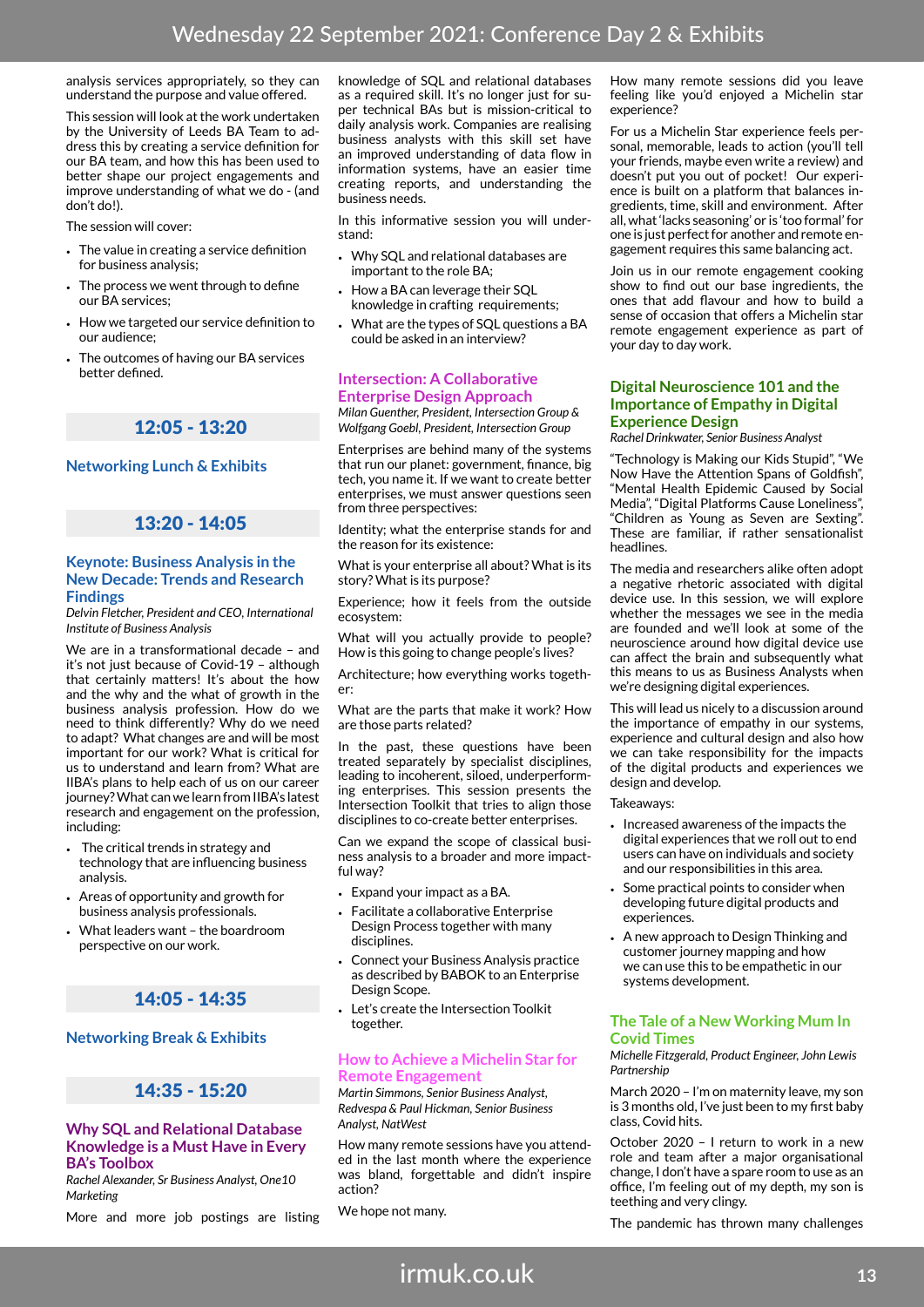analysis services appropriately, so they can understand the purpose and value offered.

This session will look at the work undertaken by the University of Leeds BA Team to address this by creating a service definition for our BA team, and how this has been used to better shape our project engagements and improve understanding of what we do - (and don't do!).

The session will cover:

- The value in creating a service definition for business analysis;
- The process we went through to define our BA services;
- How we targeted our service definition to our audience;
- The outcomes of having our BA services better defined.

## 12:05 - 13:20

### Networking Lunch & Exhibits

## 13:20 - 14:05

### Keynote: Business Analysis in the New Decade: Trends and Research Findings

*Delvin Fletcher, President and CEO, International Institute of Business Analysis*

We are in a transformational decade – and it's not just because of Covid-19 – although that certainly matters! It's about the how and the why and the what of growth in the business analysis profession. How do we need to think differently? Why do we need to adapt? What changes are and will be most important for our work? What is critical for us to understand and learn from? What are IIBA's plans to help each of us on our career journey? What can we learn from IIBA's latest research and engagement on the profession, including:

- The critical trends in strategy and technology that are influencing business analysis.
- Areas of opportunity and growth for business analysis professionals.
- What leaders want – the boardroom perspective on our work.

## 14:05 - 14:35

### Networking Break & Exhibits

## 14:35 - 15:20

### Why SQL and Relational Database Knowledge is a Must Have in Every BA's Toolbox

*Rachel Alexander, Sr Business Analyst, One10 Marketing*

More and more job postings are listing knowledge of SQL and relational databases as a required skill. It's no longer just for super technical BAs but is mission-critical to daily analysis work. Companies are realising business analysts with this skill set have an improved understanding of data flow in information systems, have an easier time creating reports, and understanding the business needs.

In this informative session you will understand:

- Why SQL and relational databases are important to the role BA;
- How a BA can leverage their SQL knowledge in crafting requirements;
- What are the types of SQL questions a BA could be asked in an interview?

### Intersection: A Collaborative Enterprise Design Approach

*Milan Guenther, President, Intersection Group & Wolfgang Goebl, President, Intersection Group*

Enterprises are behind many of the systems that run our planet: government, finance, big tech, you name it. If we want to create better enterprises, we must answer questions seen from three perspectives:

Identity; what the enterprise stands for and the reason for its existence:

What is your enterprise all about? What is its story? What is its purpose?

Experience; how it feels from the outside ecosystem:

What will you actually provide to people? How is this going to change people's lives?

Architecture; how everything works together:

What are the parts that make it work? How are those parts related?

In the past, these questions have been treated separately by specialist disciplines, leading to incoherent, siloed, underperforming enterprises. This session presents the Intersection Toolkit that tries to align those disciplines to co-create better enterprises.

Can we expand the scope of classical business analysis to a broader and more impactful way?

- Expand your impact as a BA.
- Facilitate a collaborative Enterprise Design Process together with many disciplines.
- Connect your Business Analysis practice as described by BABOK to an Enterprise Design Scope.
- Let's create the Intersection Toolkit together.

### How to Achieve a Michelin Star for Remote Engagement

*Martin Simmons, Senior Business Analyst, Redvespa & Paul Hickman, Senior Business Analyst, NatWest*

How many remote sessions have you attended in the last month where the experience was bland, forgettable and didn't inspire action?

We hope not many.

How many remote sessions did you leave feeling like you'd enjoyed a Michelin star experience?

For us a Michelin Star experience feels personal, memorable, leads to action (you'll tell your friends, maybe even write a review) and doesn't put you out of pocket! Our experience is built on a platform that balances ingredients, time, skill and environment. After all, what 'lacks seasoning' or is 'too formal' for one is just perfect for another and remote engagement requires this same balancing act.

Join us in our remote engagement cooking show to find out our base ingredients, the ones that add flavour and how to build a sense of occasion that offers a Michelin star remote engagement experience as part of your day to day work.

### Digital Neuroscience 101 and the Importance of Empathy in Digital Experience Design

*Rachel Drinkwater, Senior Business Analyst*

"Technology is Making our Kids Stupid", "We Now Have the Attention Spans of Goldfish", "Mental Health Epidemic Caused by Social Media", "Digital Platforms Cause Loneliness", "Children as Young as Seven are Sexting". These are familiar, if rather sensationalist headlines.

The media and researchers alike often adopt a negative rhetoric associated with digital device use. In this session, we will explore whether the messages we see in the media are founded and we'll look at some of the neuroscience around how digital device use can affect the brain and subsequently what this means to us as Business Analysts when we're designing digital experiences.

This will lead us nicely to a discussion around the importance of empathy in our systems, experience and cultural design and also how we can take responsibility for the impacts of the digital products and experiences we design and develop.

Takeaways:

- Increased awareness of the impacts the digital experiences that we roll out to end users can have on individuals and society and our responsibilities in this area.
- Some practical points to consider when developing future digital products and experiences.
- A new approach to Design Thinking and customer journey mapping and how we can use this to be empathetic in our systems development.

### The Tale of a New Working Mum In Covid Times

*Michelle Fitzgerald, Product Engineer, John Lewis Partnership*

March 2020 – I'm on maternity leave, my son is 3 months old, I've just been to my first baby class, Covid hits.

October 2020 – I return to work in a new role and team after a major organisational change, I don't have a spare room to use as an office, I'm feeling out of my depth, my son is teething and very clingy.

The pandemic has thrown many challenges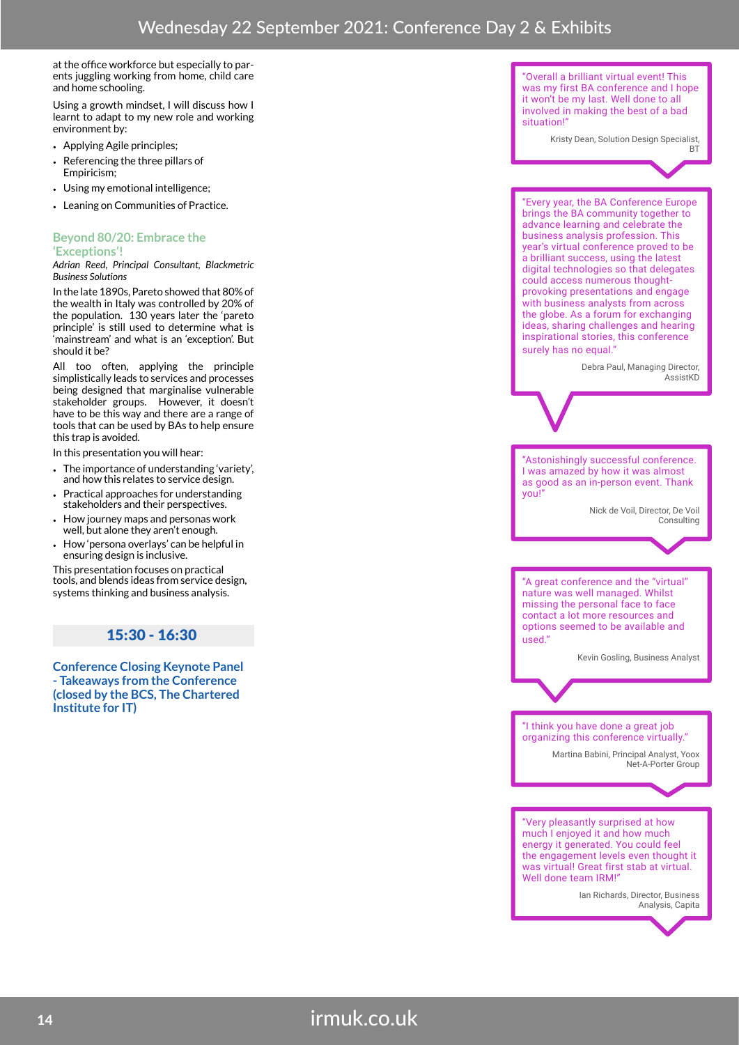at the office workforce but especially to parents juggling working from home, child care and home schooling.

Using a growth mindset, I will discuss how I learnt to adapt to my new role and working environment by:

- Applying Agile principles;
- Referencing the three pillars of Empiricism;
- Using my emotional intelligence;
- Leaning on Communities of Practice.

### Beyond 80/20: Embrace the 'Exceptions'!

*Adrian Reed, Principal Consultant, Blackmetric Business Solutions*

In the late 1890s, Pareto showed that 80% of the wealth in Italy was controlled by 20% of the population. 130 years later the 'pareto principle' is still used to determine what is 'mainstream' and what is an 'exception'. But should it be?

All too often, applying the principle simplistically leads to services and processes being designed that marginalise vulnerable stakeholder groups. However, it doesn't have to be this way and there are a range of tools that can be used by BAs to help ensure this trap is avoided.

In this presentation you will hear:

- The importance of understanding 'variety', and how this relates to service design.
- Practical approaches for understanding stakeholders and their perspectives.
- How journey maps and personas work well, but alone they aren't enough.
- How 'persona overlays' can be helpful in ensuring design is inclusive.

This presentation focuses on practical tools, and blends ideas from service design, systems thinking and business analysis.

## 15:30 - 16:30

### Conference Closing Keynote Panel - Takeaways from the Conference (closed by the BCS, The Chartered Institute for IT)

"Overall a brilliant virtual event! This was my first BA conference and I hope it won't be my last. Well done to all involved in making the best of a bad situation!"

Kristy Dean, Solution Design Specialist, BT

"Every year, the BA Conference Europe brings the BA community together to advance learning and celebrate the business analysis profession. This year's virtual conference proved to be a brilliant success, using the latest digital technologies so that delegates could access numerous thought-provoking presentations and engage with business analysts from across the globe. As a forum for exchanging ideas, sharing challenges and hearing inspirational stories, this conference surely has no equal."

Debra Paul, Managing Director, AssistKD

"Astonishingly successful conference. I was amazed by how it was almost as good as an in-person event. Thank you!"

Nick de Voil, Director, De Voil Consulting

"A great conference and the "virtual" nature was well managed. Whilst missing the personal face to face contact a lot more resources and options seemed to be available and used."

Kevin Gosling, Business Analyst

"I think you have done a great job organizing this conference virtually."

Martina Babini, Principal Analyst, Yoox Net-A-Porter Group

"Very pleasantly surprised at how much I enjoyed it and how much energy it generated. You could feel the engagement levels even thought it was virtual! Great first stab at virtual. Well done team IRM!"

Ian Richards, Director, Business Analysis, Capita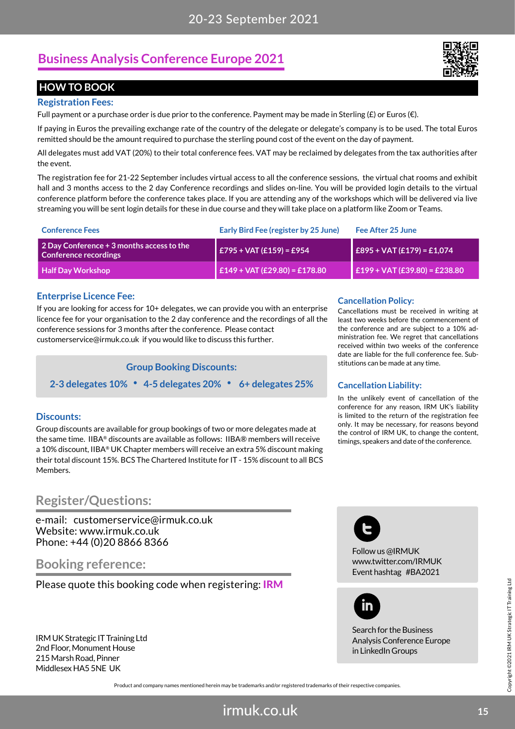# Business Analysis Conference Europe 2021

## HOW TO BOOK

### Registration Fees:

Full payment or a purchase order is due prior to the conference. Payment may be made in Sterling (£) or Euros (€).

If paying in Euros the prevailing exchange rate of the country of the delegate or delegate's company is to be used. The total Euros remitted should be the amount required to purchase the sterling pound cost of the event on the day of payment.

All delegates must add VAT (20%) to their total conference fees. VAT may be reclaimed by delegates from the tax authorities after the event.

The registration fee for 21-22 September includes virtual access to all the conference sessions, the virtual chat rooms and exhibit hall and 3 months access to the 2 day Conference recordings and slides on-line. You will be provided login details to the virtual conference platform before the conference takes place. If you are attending any of the workshops which will be delivered via live streaming you will be sent login details for these in due course and they will take place on a platform like Zoom or Teams.

| Conference Fees | Early Bird Fee (register by 25 June) | Fee After 25 June |
|---|---|---|
| 2 Day Conference + 3 months access to the Conference recordings | £795 + VAT (£159) = £954 | £895 + VAT (£179) = £1,074 |
| Half Day Workshop | £149 + VAT (£29.80) = £178.80 | £199 + VAT (£39.80) = £238.80 |

### Enterprise Licence Fee:

If you are looking for access for 10+ delegates, we can provide you with an enterprise licence fee for your organisation to the 2 day conference and the recordings of all the conference sessions for 3 months after the conference. Please contact customerservice@irmuk.co.uk if you would like to discuss this further.

### Group Booking Discounts:

2-3 delegates 10% • 4-5 delegates 20% • 6+ delegates 25%

### Discounts:

Group discounts are available for group bookings of two or more delegates made at the same time. IIBA® discounts are available as follows: IIBA® members will receive a 10% discount, IIBA® UK Chapter members will receive an extra 5% discount making their total discount 15%. BCS The Chartered Institute for IT - 15% discount to all BCS Members.

### Cancellation Policy:

Cancellations must be received in writing at least two weeks before the commencement of the conference and are subject to a 10% administration fee. We regret that cancellations received within two weeks of the conference date are liable for the full conference fee. Substitutions can be made at any time.

### Cancellation Liability:

In the unlikely event of cancellation of the conference for any reason, IRM UK's liability is limited to the return of the registration fee only. It may be necessary, for reasons beyond the control of IRM UK, to change the content, timings, speakers and date of the conference.

## Register/Questions:

e-mail: customerservice@irmuk.co.uk
Website: www.irmuk.co.uk
Phone: +44 (0)20 8866 8366

## Booking reference:

Please quote this booking code when registering: **IRM**

IRM UK Strategic IT Training Ltd
2nd Floor, Monument House
215 Marsh Road, Pinner
Middlesex HA5 5NE UK

Follow us @IRMUK
www.twitter.com/IRMUK
Event hashtag #BA2021

Search for the Business Analysis Conference Europe in LinkedIn Groups

Product and company names mentioned herein may be trademarks and/or registered trademarks of their respective companies.

Copyright ©2021 IRM UK Strategic IT Training Ltd